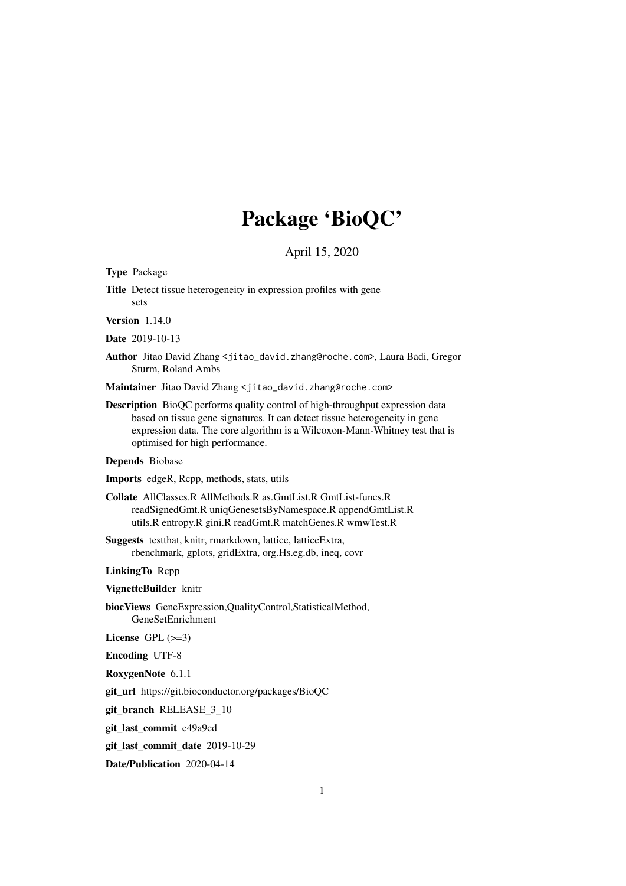# Package 'BioQC'

April 15, 2020

**Type** Package

**Title** Detect tissue heterogeneity in expression profiles with gene sets

**Version** 1.14.0

**Date** 2019-10-13

**Author** Jitao David Zhang <jitao_david.zhang@roche.com>, Laura Badi, Gregor Sturm, Roland Ambs

**Maintainer** Jitao David Zhang <jitao_david.zhang@roche.com>

**Description** BioQC performs quality control of high-throughput expression data based on tissue gene signatures. It can detect tissue heterogeneity in gene expression data. The core algorithm is a Wilcoxon-Mann-Whitney test that is optimised for high performance.

**Depends** Biobase

**Imports** edgeR, Rcpp, methods, stats, utils

**Collate** AllClasses.R AllMethods.R as.GmtList.R GmtList-funcs.R readSignedGmt.R uniqGenesetsByNamespace.R appendGmtList.R utils.R entropy.R gini.R readGmt.R matchGenes.R wmwTest.R

**Suggests** testthat, knitr, rmarkdown, lattice, latticeExtra, rbenchmark, gplots, gridExtra, org.Hs.eg.db, ineq, covr

**LinkingTo** Rcpp

**VignetteBuilder** knitr

**biocViews** GeneExpression,QualityControl,StatisticalMethod, GeneSetEnrichment

**License** GPL (>=3)

**Encoding** UTF-8

**RoxygenNote** 6.1.1

**git_url** https://git.bioconductor.org/packages/BioQC

**git_branch** RELEASE_3_10

**git_last_commit** c49a9cd

**git_last_commit_date** 2019-10-29

**Date/Publication** 2020-04-14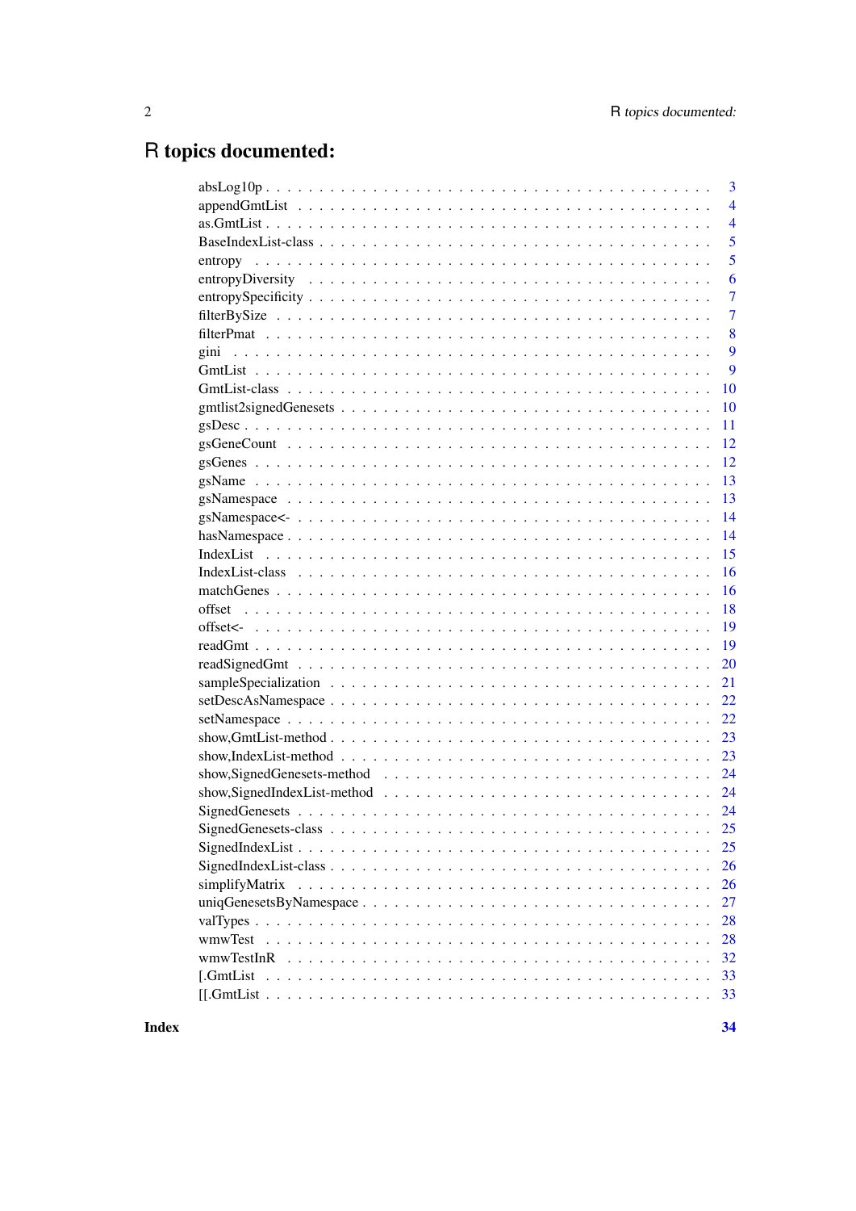# R topics documented:

| | |
|---|---|
| absLog10p | 3 |
| appendGmtList | 4 |
| as.GmtList | 4 |
| BaseIndexList-class | 5 |
| entropy | 5 |
| entropyDiversity | 6 |
| entropySpecificity | 7 |
| filterBySize | 7 |
| filterPmat | 8 |
| gini | 9 |
| GmtList | 9 |
| GmtList-class | 10 |
| gmtlist2signedGenesets | 10 |
| gsDesc | 11 |
| gsGeneCount | 12 |
| gsGenes | 12 |
| gsName | 13 |
| gsNamespace | 13 |
| gsNamespace<- | 14 |
| hasNamespace | 14 |
| IndexList | 15 |
| IndexList-class | 16 |
| matchGenes | 16 |
| offset | 18 |
| offset<- | 19 |
| readGmt | 19 |
| readSignedGmt | 20 |
| sampleSpecialization | 21 |
| setDescAsNamespace | 22 |
| setNamespace | 22 |
| show,GmtList-method | 23 |
| show,IndexList-method | 23 |
| show,SignedGenesets-method | 24 |
| show,SignedIndexList-method | 24 |
| SignedGenesets | 24 |
| SignedGenesets-class | 25 |
| SignedIndexList | 25 |
| SignedIndexList-class | 26 |
| simplifyMatrix | 26 |
| uniqGenesetsByNamespace | 27 |
| valTypes | 28 |
| wmwTest | 28 |
| wmwTestInR | 32 |
| [.GmtList | 33 |
| [[.GmtList | 33 |

**Index** **34**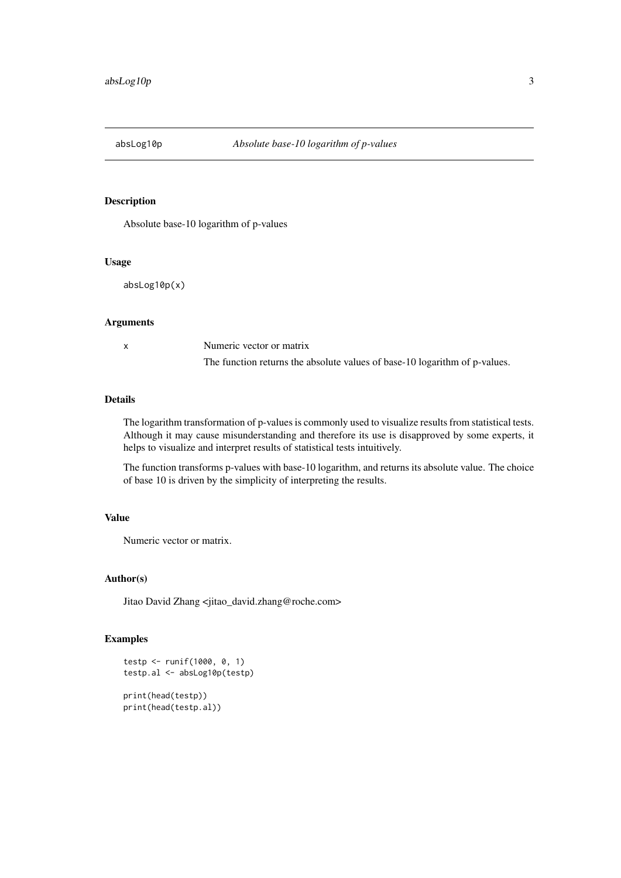absLog10p *Absolute base-10 logarithm of p-values*

## Description

Absolute base-10 logarithm of p-values

## Usage

```
absLog10p(x)
```

## Arguments

| | |
|---|---|
| x | Numeric vector or matrix<br>The function returns the absolute values of base-10 logarithm of p-values. |

## Details

The logarithm transformation of p-values is commonly used to visualize results from statistical tests. Although it may cause misunderstanding and therefore its use is disapproved by some experts, it helps to visualize and interpret results of statistical tests intuitively.

The function transforms p-values with base-10 logarithm, and returns its absolute value. The choice of base 10 is driven by the simplicity of interpreting the results.

## Value

Numeric vector or matrix.

## Author(s)

Jitao David Zhang <jitao_david.zhang@roche.com>

## Examples

```
testp <- runif(1000, 0, 1)
testp.al <- absLog10p(testp)

print(head(testp))
print(head(testp.al))
```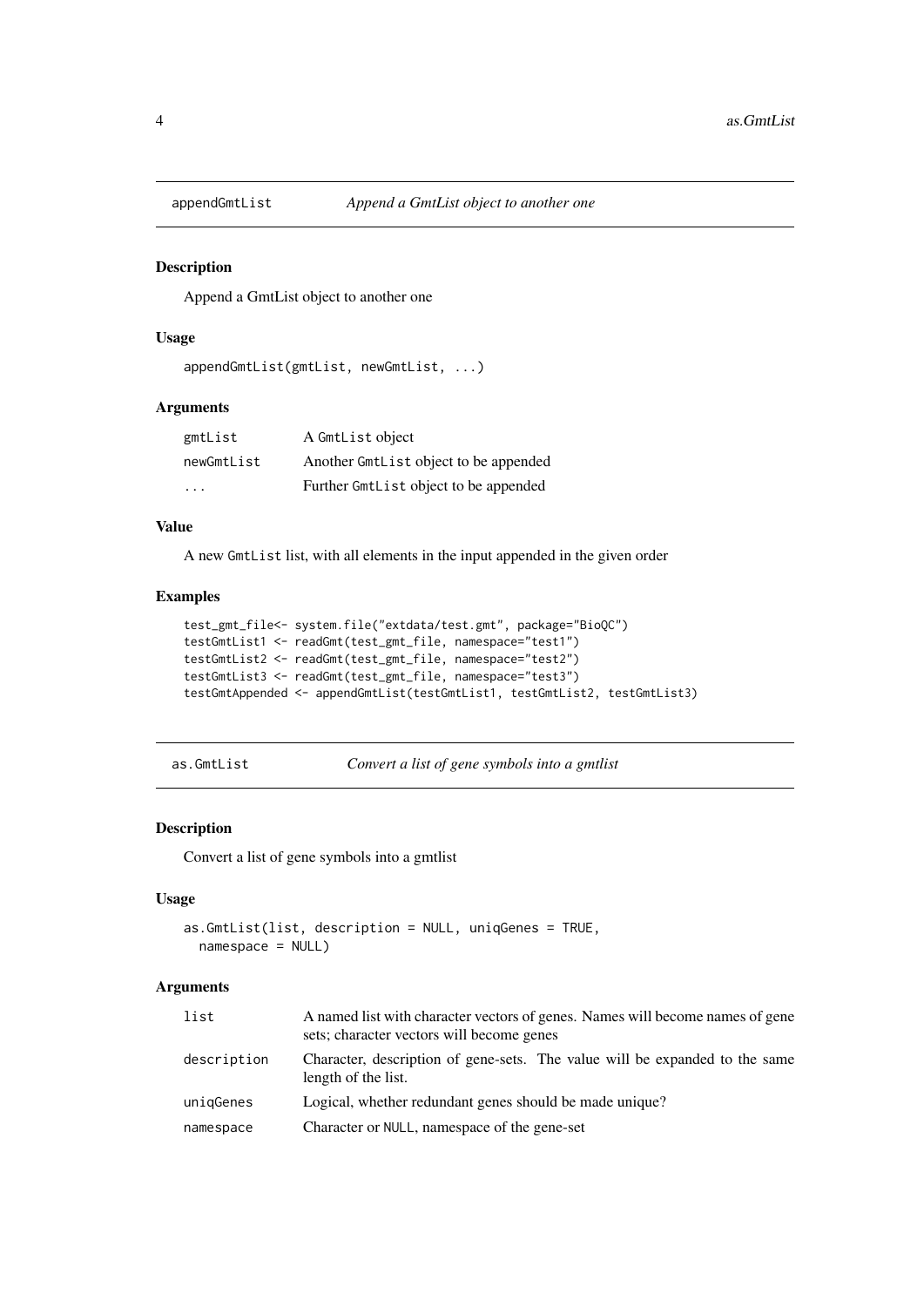## appendGmtList — *Append a GmtList object to another one*

### Description

Append a GmtList object to another one

### Usage

```
appendGmtList(gmtList, newGmtList, ...)
```

### Arguments

| | |
|---|---|
| `gmtList` | A `GmtList` object |
| `newGmtList` | Another `GmtList` object to be appended |
| `...` | Further `GmtList` object to be appended |

### Value

A new `GmtList` list, with all elements in the input appended in the given order

### Examples

```
test_gmt_file<- system.file("extdata/test.gmt", package="BioQC")
testGmtList1 <- readGmt(test_gmt_file, namespace="test1")
testGmtList2 <- readGmt(test_gmt_file, namespace="test2")
testGmtList3 <- readGmt(test_gmt_file, namespace="test3")
testGmtAppended <- appendGmtList(testGmtList1, testGmtList2, testGmtList3)
```

## as.GmtList — *Convert a list of gene symbols into a gmtlist*

### Description

Convert a list of gene symbols into a gmtlist

### Usage

```
as.GmtList(list, description = NULL, uniqGenes = TRUE,
  namespace = NULL)
```

### Arguments

| | |
|---|---|
| `list` | A named list with character vectors of genes. Names will become names of gene sets; character vectors will become genes |
| `description` | Character, description of gene-sets. The value will be expanded to the same length of the list. |
| `uniqGenes` | Logical, whether redundant genes should be made unique? |
| `namespace` | Character or `NULL`, namespace of the gene-set |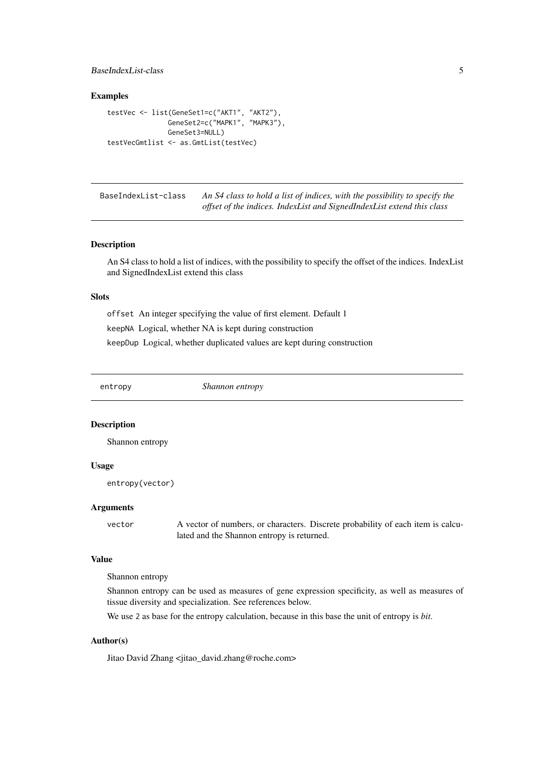### Examples

```
testVec <- list(GeneSet1=c("AKT1", "AKT2"),
               GeneSet2=c("MAPK1", "MAPK3"),
               GeneSet3=NULL)
testVecGmtlist <- as.GmtList(testVec)
```

---

## BaseIndexList-class — *An S4 class to hold a list of indices, with the possibility to specify the offset of the indices. IndexList and SignedIndexList extend this class*

### Description

An S4 class to hold a list of indices, with the possibility to specify the offset of the indices. IndexList and SignedIndexList extend this class

### Slots

`offset` An integer specifying the value of first element. Default 1

`keepNA` Logical, whether NA is kept during construction

`keepDup` Logical, whether duplicated values are kept during construction

---

## entropy — *Shannon entropy*

### Description

Shannon entropy

### Usage

```
entropy(vector)
```

### Arguments

`vector` A vector of numbers, or characters. Discrete probability of each item is calculated and the Shannon entropy is returned.

### Value

Shannon entropy

Shannon entropy can be used as measures of gene expression specificity, as well as measures of tissue diversity and specialization. See references below.

We use `2` as base for the entropy calculation, because in this base the unit of entropy is *bit*.

### Author(s)

Jitao David Zhang <jitao_david.zhang@roche.com>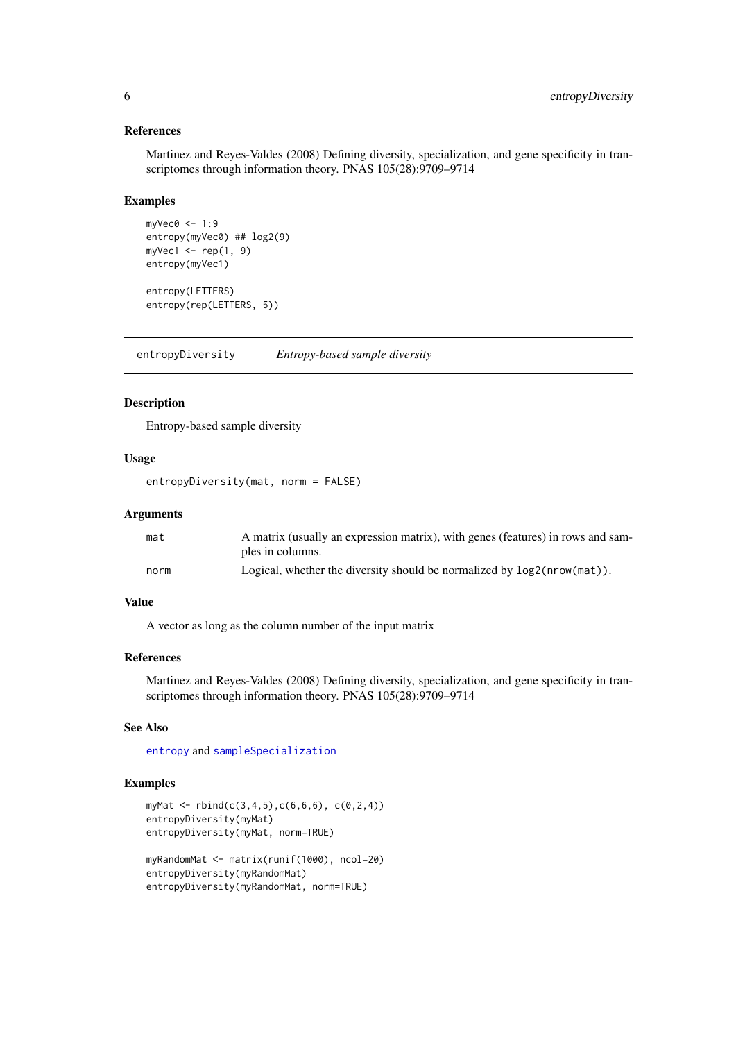### References

Martinez and Reyes-Valdes (2008) Defining diversity, specialization, and gene specificity in transcriptomes through information theory. PNAS 105(28):9709–9714

### Examples

```
myVec0 <- 1:9
entropy(myVec0) ## log2(9)
myVec1 <- rep(1, 9)
entropy(myVec1)

entropy(LETTERS)
entropy(rep(LETTERS, 5))
```

---

## entropyDiversity — *Entropy-based sample diversity*

### Description

Entropy-based sample diversity

### Usage

```
entropyDiversity(mat, norm = FALSE)
```

### Arguments

| | |
|---|---|
| mat | A matrix (usually an expression matrix), with genes (features) in rows and samples in columns. |
| norm | Logical, whether the diversity should be normalized by `log2(nrow(mat))`. |

### Value

A vector as long as the column number of the input matrix

### References

Martinez and Reyes-Valdes (2008) Defining diversity, specialization, and gene specificity in transcriptomes through information theory. PNAS 105(28):9709–9714

### See Also

`entropy` and `sampleSpecialization`

### Examples

```
myMat <- rbind(c(3,4,5),c(6,6,6), c(0,2,4))
entropyDiversity(myMat)
entropyDiversity(myMat, norm=TRUE)

myRandomMat <- matrix(runif(1000), ncol=20)
entropyDiversity(myRandomMat)
entropyDiversity(myRandomMat, norm=TRUE)
```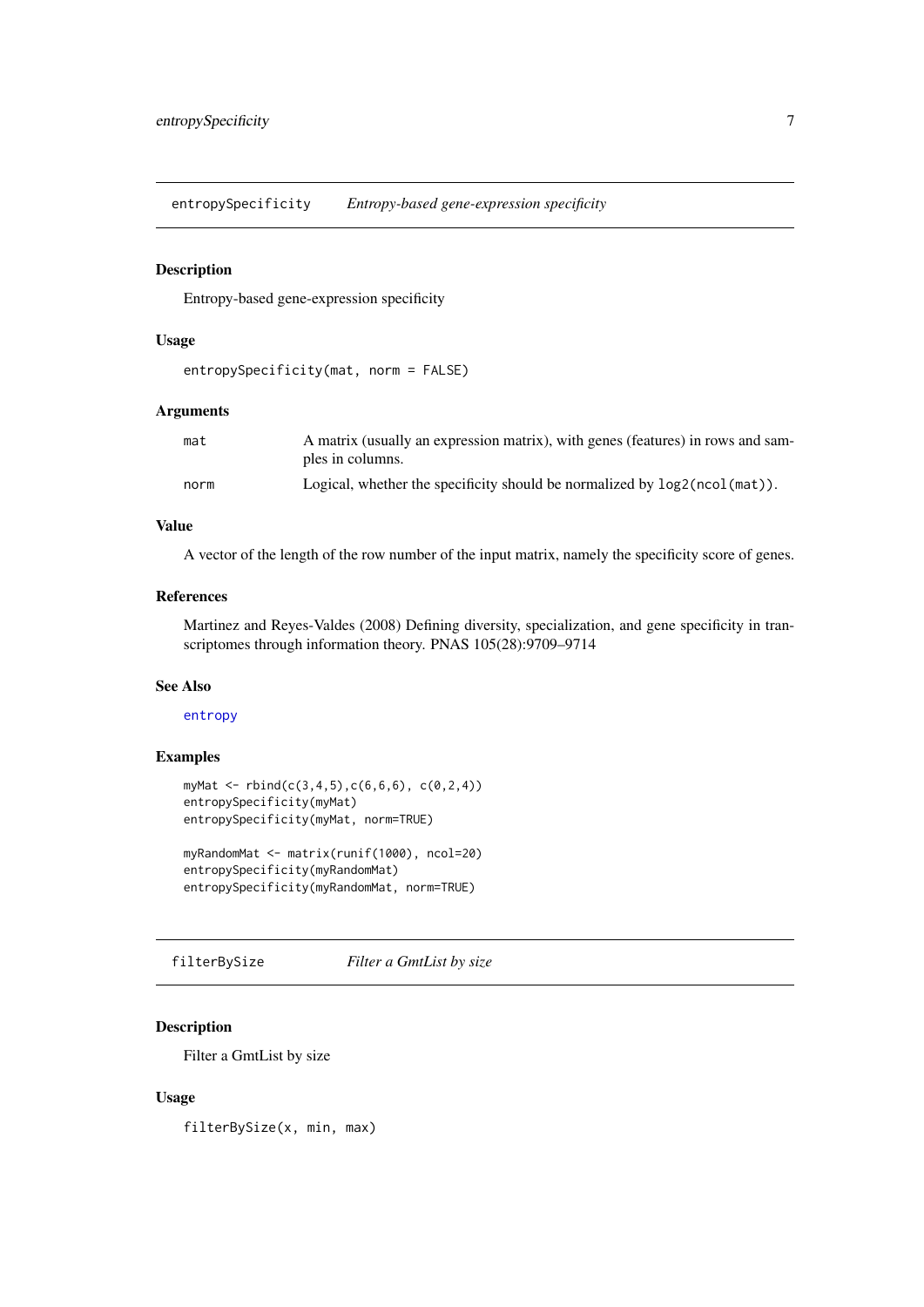## entropySpecificity — *Entropy-based gene-expression specificity*

### Description

Entropy-based gene-expression specificity

### Usage

```
entropySpecificity(mat, norm = FALSE)
```

### Arguments

| | |
|---|---|
| mat | A matrix (usually an expression matrix), with genes (features) in rows and samples in columns. |
| norm | Logical, whether the specificity should be normalized by `log2(ncol(mat))`. |

### Value

A vector of the length of the row number of the input matrix, namely the specificity score of genes.

### References

Martinez and Reyes-Valdes (2008) Defining diversity, specialization, and gene specificity in transcriptomes through information theory. PNAS 105(28):9709–9714

### See Also

entropy

### Examples

```
myMat <- rbind(c(3,4,5),c(6,6,6), c(0,2,4))
entropySpecificity(myMat)
entropySpecificity(myMat, norm=TRUE)

myRandomMat <- matrix(runif(1000), ncol=20)
entropySpecificity(myRandomMat)
entropySpecificity(myRandomMat, norm=TRUE)
```

## filterBySize — *Filter a GmtList by size*

### Description

Filter a GmtList by size

### Usage

```
filterBySize(x, min, max)
```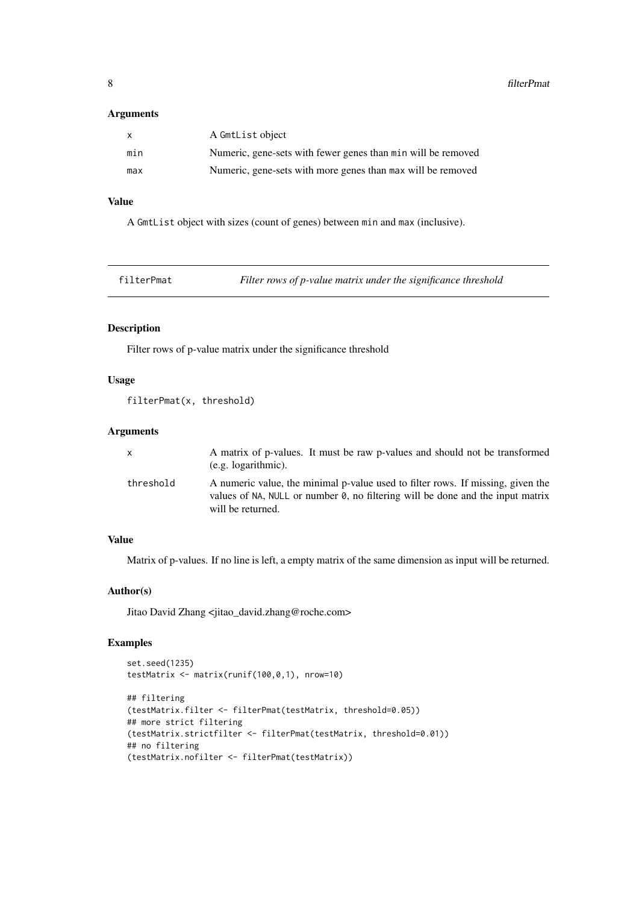### Arguments

| | |
|---|---|
| x | A GmtList object |
| min | Numeric, gene-sets with fewer genes than min will be removed |
| max | Numeric, gene-sets with more genes than max will be removed |

### Value

A GmtList object with sizes (count of genes) between min and max (inclusive).

---

## filterPmat — *Filter rows of p-value matrix under the significance threshold*

### Description

Filter rows of p-value matrix under the significance threshold

### Usage

```
filterPmat(x, threshold)
```

### Arguments

| | |
|---|---|
| x | A matrix of p-values. It must be raw p-values and should not be transformed (e.g. logarithmic). |
| threshold | A numeric value, the minimal p-value used to filter rows. If missing, given the values of NA, NULL or number 0, no filtering will be done and the input matrix will be returned. |

### Value

Matrix of p-values. If no line is left, a empty matrix of the same dimension as input will be returned.

### Author(s)

Jitao David Zhang <jitao_david.zhang@roche.com>

### Examples

```
set.seed(1235)
testMatrix <- matrix(runif(100,0,1), nrow=10)

## filtering
(testMatrix.filter <- filterPmat(testMatrix, threshold=0.05))
## more strict filtering
(testMatrix.strictfilter <- filterPmat(testMatrix, threshold=0.01))
## no filtering
(testMatrix.nofilter <- filterPmat(testMatrix))
```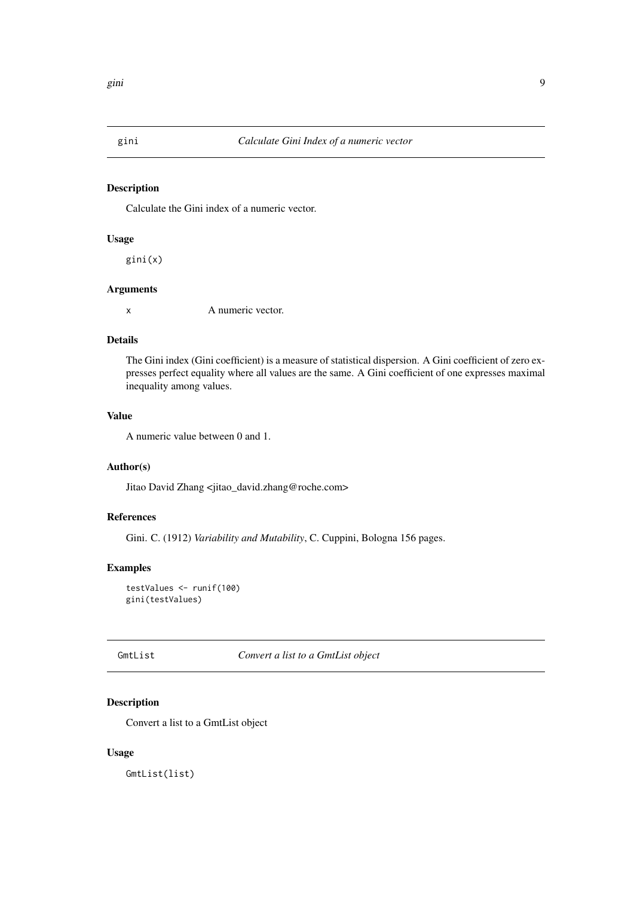## gini — *Calculate Gini Index of a numeric vector*

### Description

Calculate the Gini index of a numeric vector.

### Usage

```
gini(x)
```

### Arguments

`x` A numeric vector.

### Details

The Gini index (Gini coefficient) is a measure of statistical dispersion. A Gini coefficient of zero expresses perfect equality where all values are the same. A Gini coefficient of one expresses maximal inequality among values.

### Value

A numeric value between 0 and 1.

### Author(s)

Jitao David Zhang <jitao_david.zhang@roche.com>

### References

Gini. C. (1912) *Variability and Mutability*, C. Cuppini, Bologna 156 pages.

### Examples

```
testValues <- runif(100)
gini(testValues)
```

## GmtList — *Convert a list to a GmtList object*

### Description

Convert a list to a GmtList object

### Usage

```
GmtList(list)
```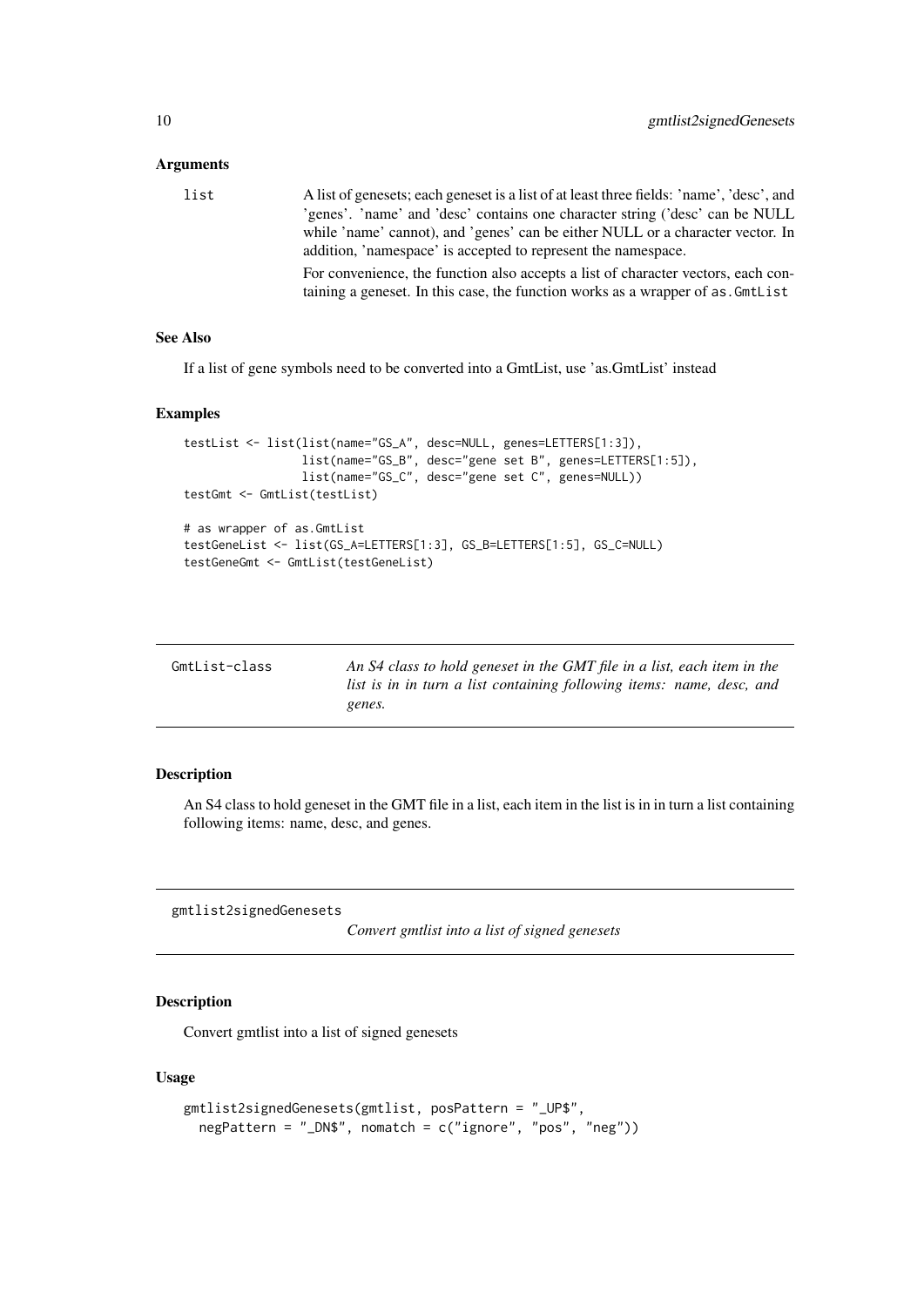### Arguments

`list` A list of genesets; each geneset is a list of at least three fields: 'name', 'desc', and 'genes'. 'name' and 'desc' contains one character string ('desc' can be NULL while 'name' cannot), and 'genes' can be either NULL or a character vector. In addition, 'namespace' is accepted to represent the namespace.

For convenience, the function also accepts a list of character vectors, each containing a geneset. In this case, the function works as a wrapper of `as.GmtList`

### See Also

If a list of gene symbols need to be converted into a GmtList, use 'as.GmtList' instead

### Examples

```
testList <- list(list(name="GS_A", desc=NULL, genes=LETTERS[1:3]),
                 list(name="GS_B", desc="gene set B", genes=LETTERS[1:5]),
                 list(name="GS_C", desc="gene set C", genes=NULL))
testGmt <- GmtList(testList)

# as wrapper of as.GmtList
testGeneList <- list(GS_A=LETTERS[1:3], GS_B=LETTERS[1:5], GS_C=NULL)
testGeneGmt <- GmtList(testGeneList)
```

---

## GmtList-class

*An S4 class to hold geneset in the GMT file in a list, each item in the list is in in turn a list containing following items: name, desc, and genes.*

### Description

An S4 class to hold geneset in the GMT file in a list, each item in the list is in in turn a list containing following items: name, desc, and genes.

---

## gmtlist2signedGenesets

*Convert gmtlist into a list of signed genesets*

### Description

Convert gmtlist into a list of signed genesets

### Usage

```
gmtlist2signedGenesets(gmtlist, posPattern = "_UP$",
  negPattern = "_DN$", nomatch = c("ignore", "pos", "neg"))
```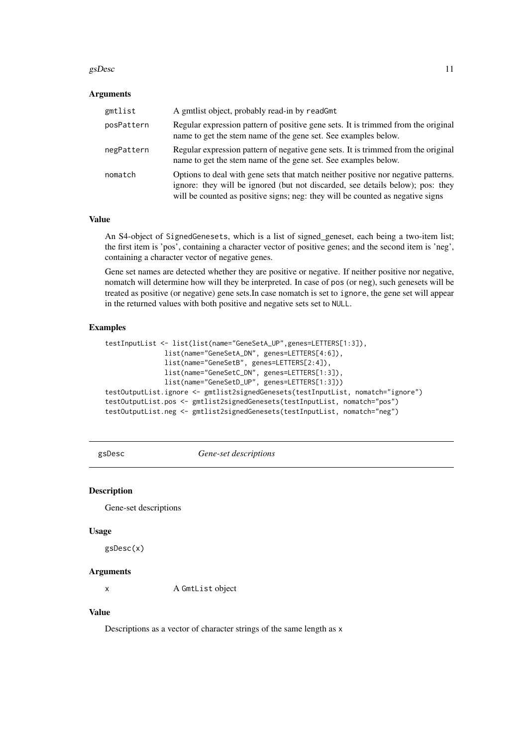### Arguments

| | |
|---|---|
| gmtlist | A gmtlist object, probably read-in by readGmt |
| posPattern | Regular expression pattern of positive gene sets. It is trimmed from the original name to get the stem name of the gene set. See examples below. |
| negPattern | Regular expression pattern of negative gene sets. It is trimmed from the original name to get the stem name of the gene set. See examples below. |
| nomatch | Options to deal with gene sets that match neither positive nor negative patterns. ignore: they will be ignored (but not discarded, see details below); pos: they will be counted as positive signs; neg: they will be counted as negative signs |

### Value

An S4-object of SignedGenesets, which is a list of signed_geneset, each being a two-item list; the first item is 'pos', containing a character vector of positive genes; and the second item is 'neg', containing a character vector of negative genes.

Gene set names are detected whether they are positive or negative. If neither positive nor negative, nomatch will determine how will they be interpreted. In case of pos (or neg), such genesets will be treated as positive (or negative) gene sets.In case nomatch is set to ignore, the gene set will appear in the returned values with both positive and negative sets set to NULL.

### Examples

```
testInputList <- list(list(name="GeneSetA_UP",genes=LETTERS[1:3]),
              list(name="GeneSetA_DN", genes=LETTERS[4:6]),
              list(name="GeneSetB", genes=LETTERS[2:4]),
              list(name="GeneSetC_DN", genes=LETTERS[1:3]),
              list(name="GeneSetD_UP", genes=LETTERS[1:3]))
testOutputList.ignore <- gmtlist2signedGenesets(testInputList, nomatch="ignore")
testOutputList.pos <- gmtlist2signedGenesets(testInputList, nomatch="pos")
testOutputList.neg <- gmtlist2signedGenesets(testInputList, nomatch="neg")
```

---

## gsDesc *Gene-set descriptions*

---

### Description

Gene-set descriptions

### Usage

```
gsDesc(x)
```

### Arguments

| | |
|---|---|
| x | A GmtList object |

### Value

Descriptions as a vector of character strings of the same length as x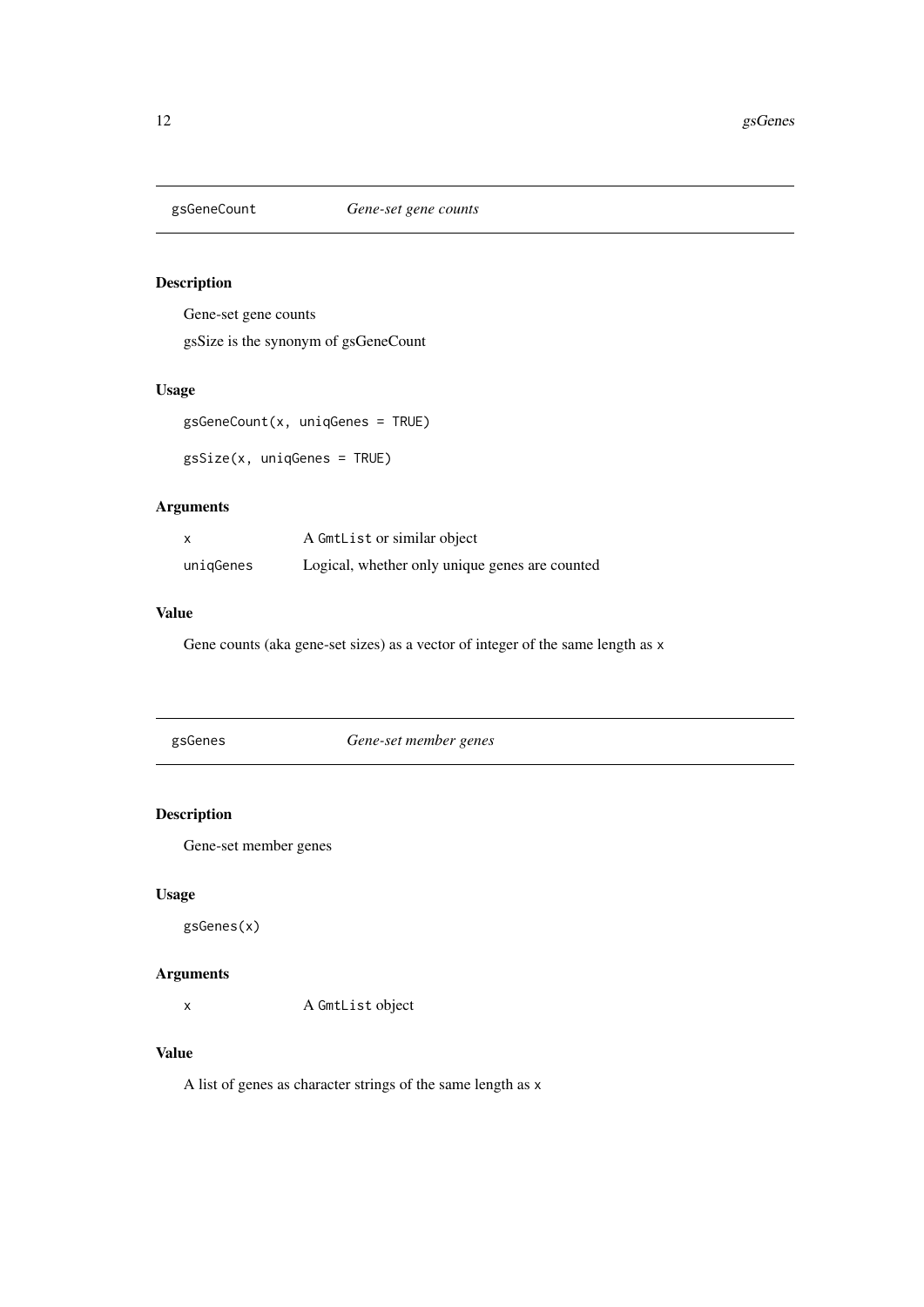## gsGeneCount — *Gene-set gene counts*

### Description

Gene-set gene counts

gsSize is the synonym of gsGeneCount

### Usage

```
gsGeneCount(x, uniqGenes = TRUE)

gsSize(x, uniqGenes = TRUE)
```

### Arguments

| | |
|---|---|
| `x` | A `GmtList` or similar object |
| `uniqGenes` | Logical, whether only unique genes are counted |

### Value

Gene counts (aka gene-set sizes) as a vector of integer of the same length as `x`

## gsGenes — *Gene-set member genes*

### Description

Gene-set member genes

### Usage

```
gsGenes(x)
```

### Arguments

| | |
|---|---|
| `x` | A `GmtList` object |

### Value

A list of genes as character strings of the same length as `x`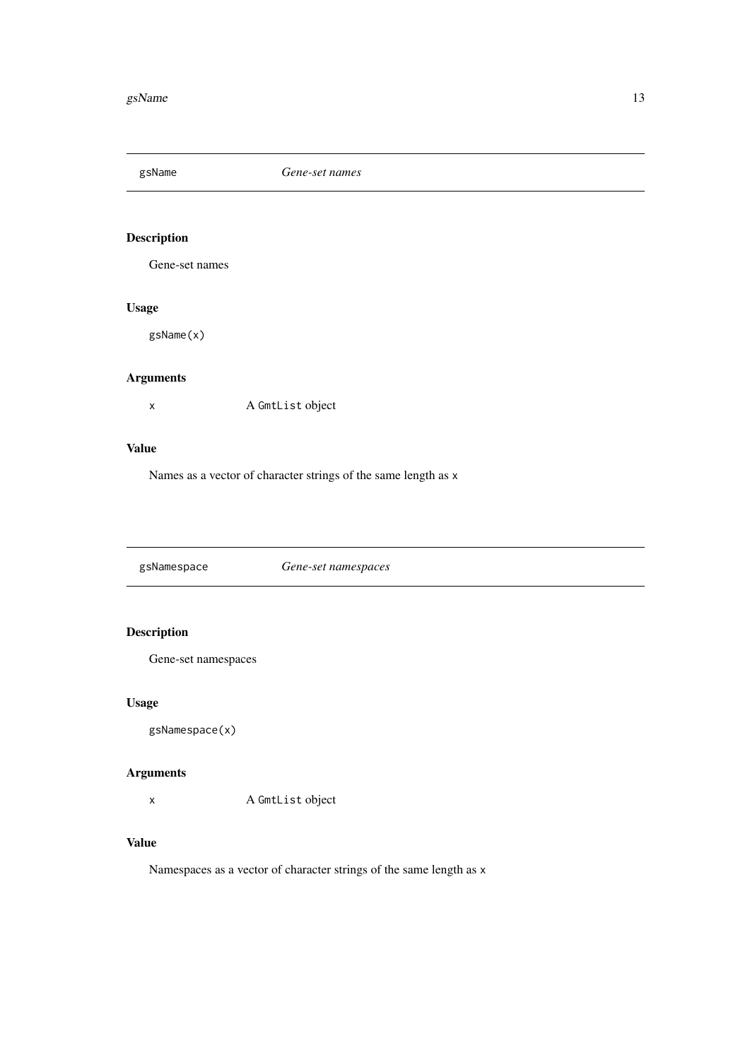## gsName *Gene-set names*

### Description

Gene-set names

### Usage

```
gsName(x)
```

### Arguments

| | |
|---|---|
| x | A `GmtList` object |

### Value

Names as a vector of character strings of the same length as `x`

## gsNamespace *Gene-set namespaces*

### Description

Gene-set namespaces

### Usage

```
gsNamespace(x)
```

### Arguments

| | |
|---|---|
| x | A `GmtList` object |

### Value

Namespaces as a vector of character strings of the same length as `x`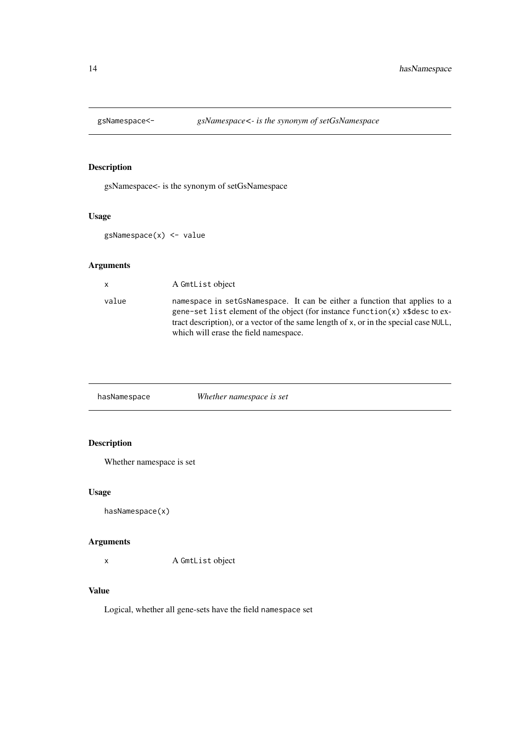## gsNamespace<- *gsNamespace<- is the synonym of setGsNamespace*

### Description

gsNamespace<- is the synonym of setGsNamespace

### Usage

```
gsNamespace(x) <- value
```

### Arguments

| | |
|---|---|
| x | A `GmtList` object |
| value | `namespace` in `setGsNamespace`. It can be either a function that applies to a gene-set `list` element of the object (for instance `function(x) x$desc` to extract description), or a vector of the same length of `x`, or in the special case `NULL`, which will erase the field namespace. |

## hasNamespace *Whether namespace is set*

### Description

Whether namespace is set

### Usage

```
hasNamespace(x)
```

### Arguments

| | |
|---|---|
| x | A `GmtList` object |

### Value

Logical, whether all gene-sets have the field `namespace` set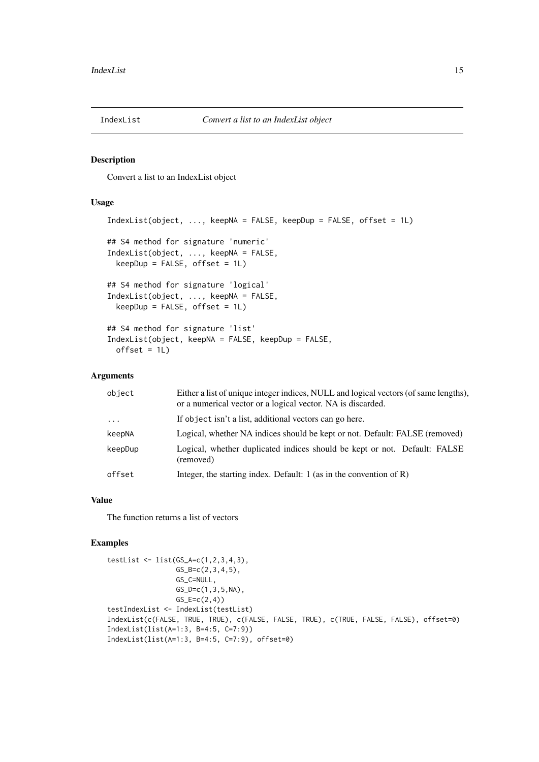## IndexList — *Convert a list to an IndexList object*

### Description

Convert a list to an IndexList object

### Usage

```
IndexList(object, ..., keepNA = FALSE, keepDup = FALSE, offset = 1L)

## S4 method for signature 'numeric'
IndexList(object, ..., keepNA = FALSE,
  keepDup = FALSE, offset = 1L)

## S4 method for signature 'logical'
IndexList(object, ..., keepNA = FALSE,
  keepDup = FALSE, offset = 1L)

## S4 method for signature 'list'
IndexList(object, keepNA = FALSE, keepDup = FALSE,
  offset = 1L)
```

### Arguments

| | |
|---|---|
| `object` | Either a list of unique integer indices, NULL and logical vectors (of same lengths), or a numerical vector or a logical vector. NA is discarded. |
| `...` | If `object` isn't a list, additional vectors can go here. |
| `keepNA` | Logical, whether NA indices should be kept or not. Default: FALSE (removed) |
| `keepDup` | Logical, whether duplicated indices should be kept or not. Default: FALSE (removed) |
| `offset` | Integer, the starting index. Default: 1 (as in the convention of R) |

### Value

The function returns a list of vectors

### Examples

```
testList <- list(GS_A=c(1,2,3,4,3),
                 GS_B=c(2,3,4,5),
                 GS_C=NULL,
                 GS_D=c(1,3,5,NA),
                 GS_E=c(2,4))
testIndexList <- IndexList(testList)
IndexList(c(FALSE, TRUE, TRUE), c(FALSE, FALSE, TRUE), c(TRUE, FALSE, FALSE), offset=0)
IndexList(list(A=1:3, B=4:5, C=7:9))
IndexList(list(A=1:3, B=4:5, C=7:9), offset=0)
```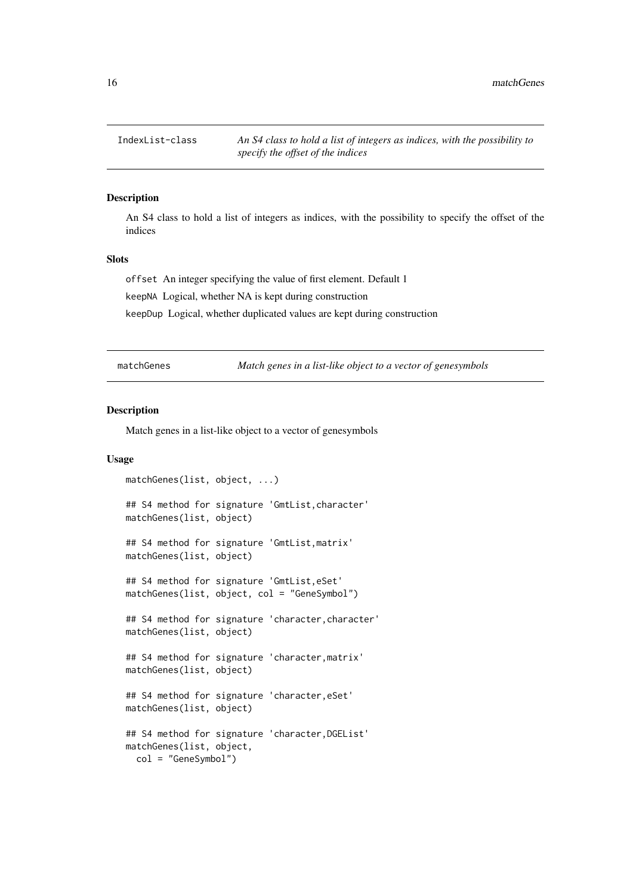## IndexList-class — *An S4 class to hold a list of integers as indices, with the possibility to specify the offset of the indices*

### Description

An S4 class to hold a list of integers as indices, with the possibility to specify the offset of the indices

### Slots

- `offset` An integer specifying the value of first element. Default 1
- `keepNA` Logical, whether NA is kept during construction
- `keepDup` Logical, whether duplicated values are kept during construction

## matchGenes — *Match genes in a list-like object to a vector of genesymbols*

### Description

Match genes in a list-like object to a vector of genesymbols

### Usage

```
matchGenes(list, object, ...)

## S4 method for signature 'GmtList,character'
matchGenes(list, object)

## S4 method for signature 'GmtList,matrix'
matchGenes(list, object)

## S4 method for signature 'GmtList,eSet'
matchGenes(list, object, col = "GeneSymbol")

## S4 method for signature 'character,character'
matchGenes(list, object)

## S4 method for signature 'character,matrix'
matchGenes(list, object)

## S4 method for signature 'character,eSet'
matchGenes(list, object)

## S4 method for signature 'character,DGEList'
matchGenes(list, object,
  col = "GeneSymbol")
```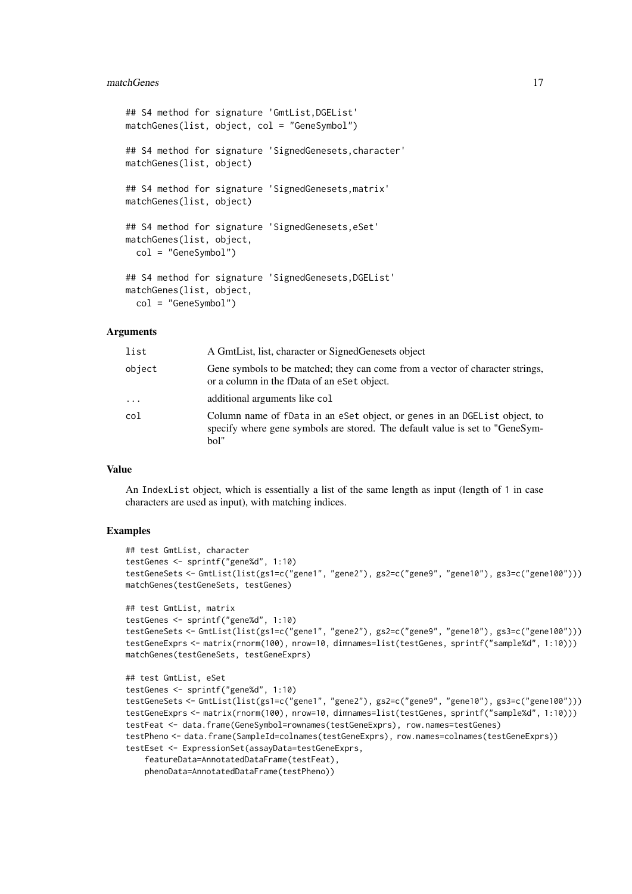```
## S4 method for signature 'GmtList,DGEList'
matchGenes(list, object, col = "GeneSymbol")

## S4 method for signature 'SignedGenesets,character'
matchGenes(list, object)

## S4 method for signature 'SignedGenesets,matrix'
matchGenes(list, object)

## S4 method for signature 'SignedGenesets,eSet'
matchGenes(list, object,
  col = "GeneSymbol")

## S4 method for signature 'SignedGenesets,DGEList'
matchGenes(list, object,
  col = "GeneSymbol")
```

### Arguments

| | |
|---|---|
| `list` | A GmtList, list, character or SignedGenesets object |
| `object` | Gene symbols to be matched; they can come from a vector of character strings, or a column in the fData of an `eSet` object. |
| `...` | additional arguments like `col` |
| `col` | Column name of `fData` in an `eSet` object, or genes in an `DGEList` object, to specify where gene symbols are stored. The default value is set to "GeneSymbol" |

### Value

An `IndexList` object, which is essentially a list of the same length as input (length of 1 in case characters are used as input), with matching indices.

### Examples

```
## test GmtList, character
testGenes <- sprintf("gene%d", 1:10)
testGeneSets <- GmtList(list(gs1=c("gene1", "gene2"), gs2=c("gene9", "gene10"), gs3=c("gene100")))
matchGenes(testGeneSets, testGenes)

## test GmtList, matrix
testGenes <- sprintf("gene%d", 1:10)
testGeneSets <- GmtList(list(gs1=c("gene1", "gene2"), gs2=c("gene9", "gene10"), gs3=c("gene100")))
testGeneExprs <- matrix(rnorm(100), nrow=10, dimnames=list(testGenes, sprintf("sample%d", 1:10)))
matchGenes(testGeneSets, testGeneExprs)

## test GmtList, eSet
testGenes <- sprintf("gene%d", 1:10)
testGeneSets <- GmtList(list(gs1=c("gene1", "gene2"), gs2=c("gene9", "gene10"), gs3=c("gene100")))
testGeneExprs <- matrix(rnorm(100), nrow=10, dimnames=list(testGenes, sprintf("sample%d", 1:10)))
testFeat <- data.frame(GeneSymbol=rownames(testGeneExprs), row.names=testGenes)
testPheno <- data.frame(SampleId=colnames(testGeneExprs), row.names=colnames(testGeneExprs))
testEset <- ExpressionSet(assayData=testGeneExprs,
    featureData=AnnotatedDataFrame(testFeat),
    phenoData=AnnotatedDataFrame(testPheno))
```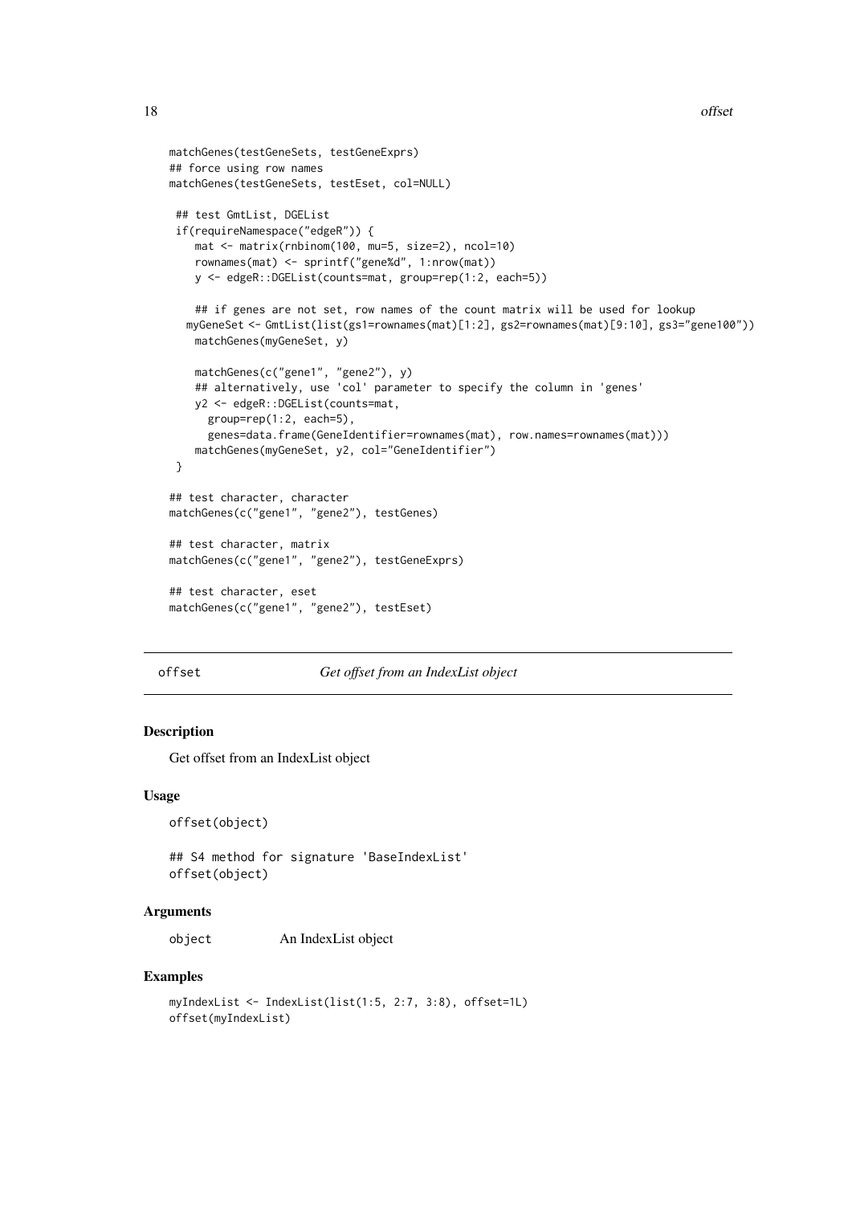```
matchGenes(testGeneSets, testGeneExprs)
## force using row names
matchGenes(testGeneSets, testEset, col=NULL)

 ## test GmtList, DGEList
 if(requireNamespace("edgeR")) {
    mat <- matrix(rnbinom(100, mu=5, size=2), ncol=10)
    rownames(mat) <- sprintf("gene%d", 1:nrow(mat))
    y <- edgeR::DGEList(counts=mat, group=rep(1:2, each=5))

    ## if genes are not set, row names of the count matrix will be used for lookup
   myGeneSet <- GmtList(list(gs1=rownames(mat)[1:2], gs2=rownames(mat)[9:10], gs3="gene100"))
    matchGenes(myGeneSet, y)

    matchGenes(c("gene1", "gene2"), y)
    ## alternatively, use 'col' parameter to specify the column in 'genes'
    y2 <- edgeR::DGEList(counts=mat,
      group=rep(1:2, each=5),
      genes=data.frame(GeneIdentifier=rownames(mat), row.names=rownames(mat)))
    matchGenes(myGeneSet, y2, col="GeneIdentifier")
 }

## test character, character
matchGenes(c("gene1", "gene2"), testGenes)

## test character, matrix
matchGenes(c("gene1", "gene2"), testGeneExprs)

## test character, eset
matchGenes(c("gene1", "gene2"), testEset)
```

## offset — *Get offset from an IndexList object*

### Description

Get offset from an IndexList object

### Usage

```
offset(object)

## S4 method for signature 'BaseIndexList'
offset(object)
```

### Arguments

| | |
|---|---|
| object | An IndexList object |

### Examples

```
myIndexList <- IndexList(list(1:5, 2:7, 3:8), offset=1L)
offset(myIndexList)
```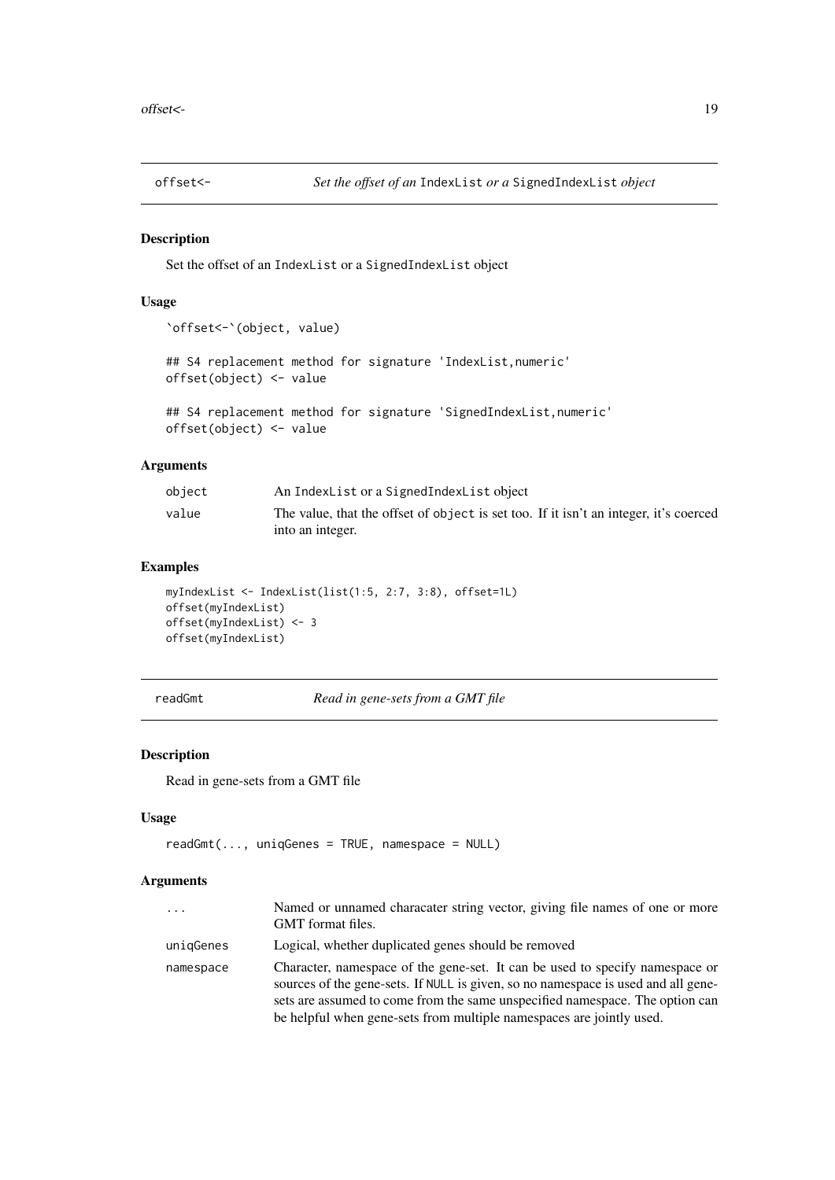## `offset<-` — *Set the offset of an* `IndexList` *or a* `SignedIndexList` *object*

### Description

Set the offset of an `IndexList` or a `SignedIndexList` object

### Usage

```
`offset<-`(object, value)

## S4 replacement method for signature 'IndexList,numeric'
offset(object) <- value

## S4 replacement method for signature 'SignedIndexList,numeric'
offset(object) <- value
```

### Arguments

| | |
|---|---|
| `object` | An `IndexList` or a `SignedIndexList` object |
| `value` | The value, that the offset of `object` is set too. If it isn't an integer, it's coerced into an integer. |

### Examples

```
myIndexList <- IndexList(list(1:5, 2:7, 3:8), offset=1L)
offset(myIndexList)
offset(myIndexList) <- 3
offset(myIndexList)
```

## `readGmt` — *Read in gene-sets from a GMT file*

### Description

Read in gene-sets from a GMT file

### Usage

```
readGmt(..., uniqGenes = TRUE, namespace = NULL)
```

### Arguments

| | |
|---|---|
| `...` | Named or unnamed characater string vector, giving file names of one or more GMT format files. |
| `uniqGenes` | Logical, whether duplicated genes should be removed |
| `namespace` | Character, namespace of the gene-set. It can be used to specify namespace or sources of the gene-sets. If `NULL` is given, so no namespace is used and all gene-sets are assumed to come from the same unspecified namespace. The option can be helpful when gene-sets from multiple namespaces are jointly used. |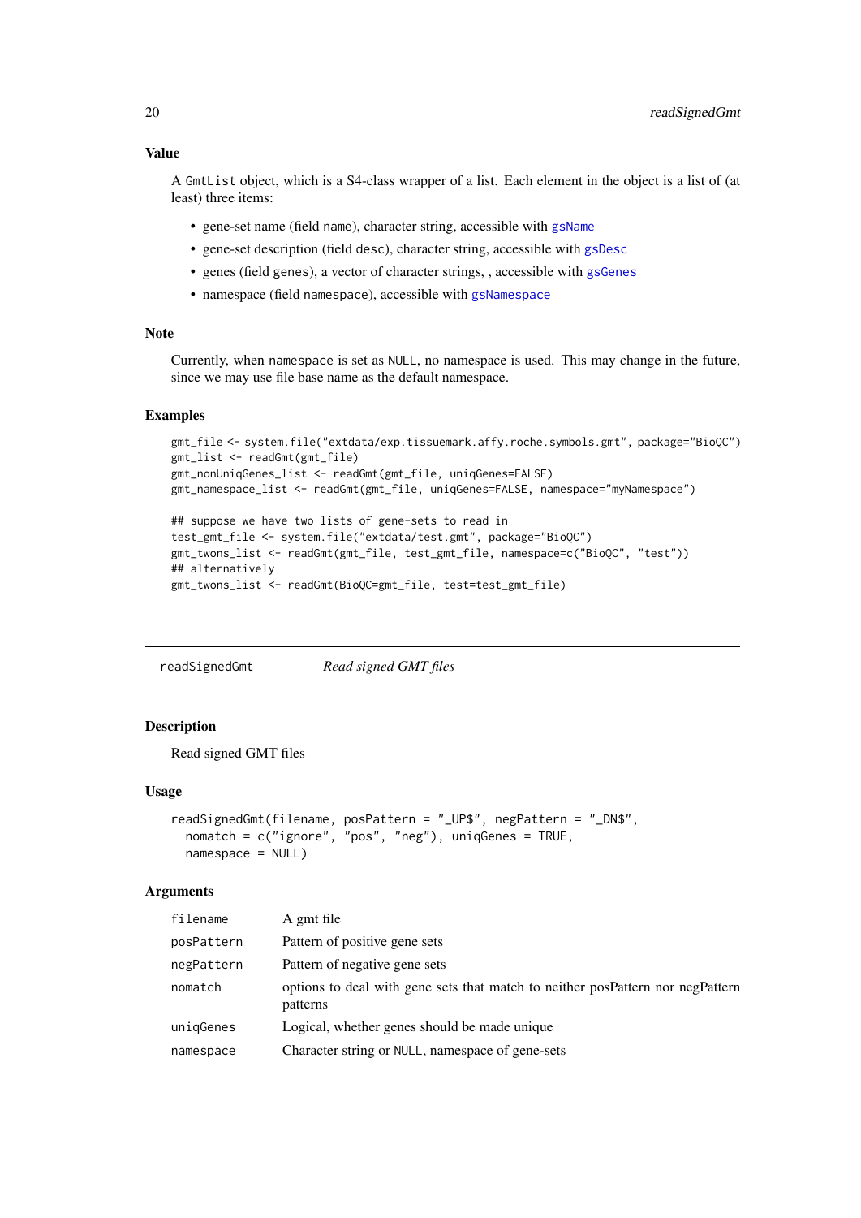### Value

A `GmtList` object, which is a S4-class wrapper of a list. Each element in the object is a list of (at least) three items:

- gene-set name (field `name`), character string, accessible with `gsName`
- gene-set description (field `desc`), character string, accessible with `gsDesc`
- genes (field `genes`), a vector of character strings, , accessible with `gsGenes`
- namespace (field `namespace`), accessible with `gsNamespace`

### Note

Currently, when `namespace` is set as `NULL`, no namespace is used. This may change in the future, since we may use file base name as the default namespace.

### Examples

```
gmt_file <- system.file("extdata/exp.tissuemark.affy.roche.symbols.gmt", package="BioQC")
gmt_list <- readGmt(gmt_file)
gmt_nonUniqGenes_list <- readGmt(gmt_file, uniqGenes=FALSE)
gmt_namespace_list <- readGmt(gmt_file, uniqGenes=FALSE, namespace="myNamespace")

## suppose we have two lists of gene-sets to read in
test_gmt_file <- system.file("extdata/test.gmt", package="BioQC")
gmt_twons_list <- readGmt(gmt_file, test_gmt_file, namespace=c("BioQC", "test"))
## alternatively
gmt_twons_list <- readGmt(BioQC=gmt_file, test=test_gmt_file)
```

---

## readSignedGmt — *Read signed GMT files*

---

### Description

Read signed GMT files

### Usage

```
readSignedGmt(filename, posPattern = "_UP$", negPattern = "_DN$",
  nomatch = c("ignore", "pos", "neg"), uniqGenes = TRUE,
  namespace = NULL)
```

### Arguments

| | |
|---|---|
| `filename` | A gmt file |
| `posPattern` | Pattern of positive gene sets |
| `negPattern` | Pattern of negative gene sets |
| `nomatch` | options to deal with gene sets that match to neither posPattern nor negPattern patterns |
| `uniqGenes` | Logical, whether genes should be made unique |
| `namespace` | Character string or `NULL`, namespace of gene-sets |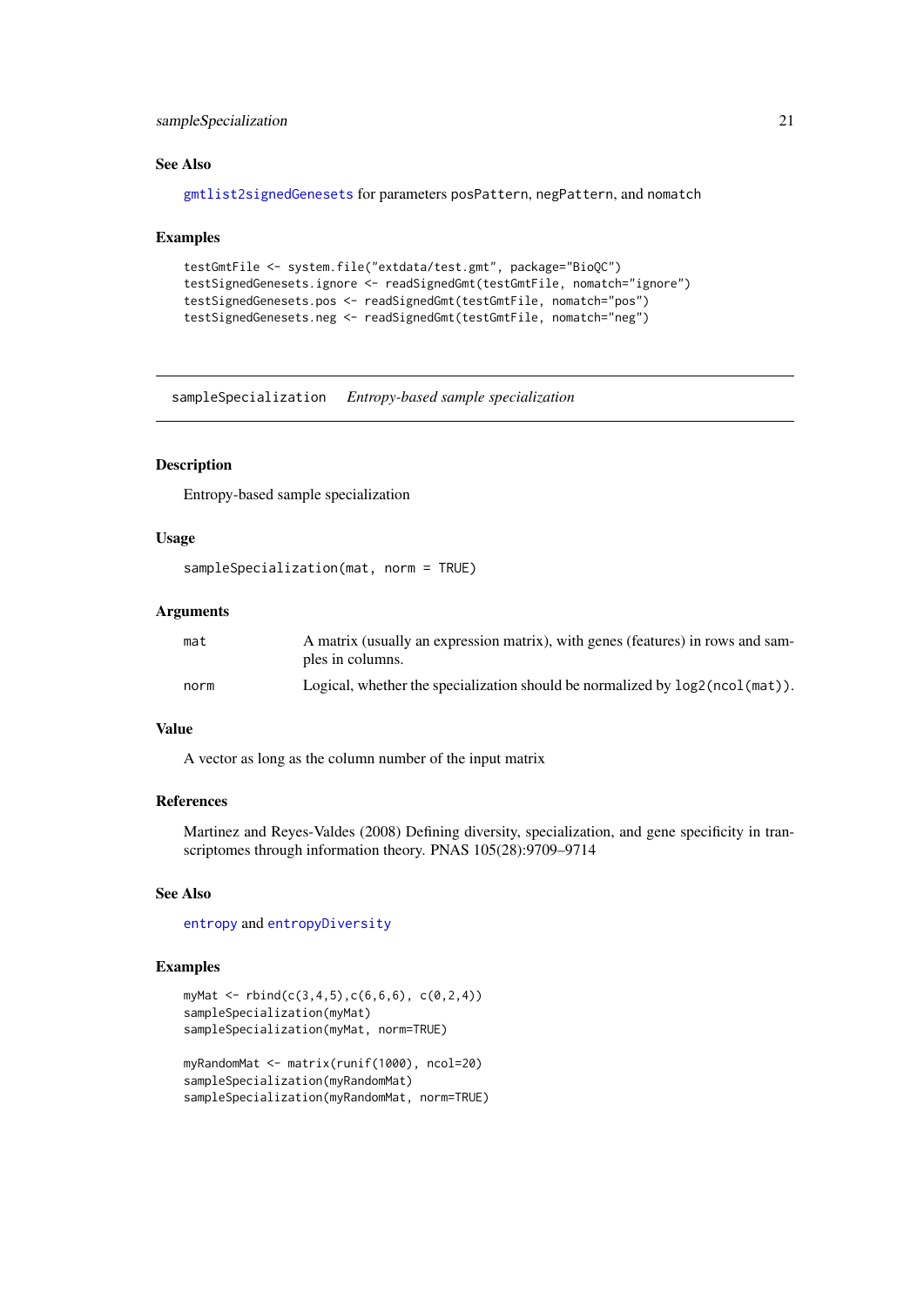### See Also

`gmtlist2signedGenesets` for parameters `posPattern`, `negPattern`, and `nomatch`

### Examples

```
testGmtFile <- system.file("extdata/test.gmt", package="BioQC")
testSignedGenesets.ignore <- readSignedGmt(testGmtFile, nomatch="ignore")
testSignedGenesets.pos <- readSignedGmt(testGmtFile, nomatch="pos")
testSignedGenesets.neg <- readSignedGmt(testGmtFile, nomatch="neg")
```

---

## sampleSpecialization *Entropy-based sample specialization*

---

### Description

Entropy-based sample specialization

### Usage

```
sampleSpecialization(mat, norm = TRUE)
```

### Arguments

| | |
|---|---|
| `mat` | A matrix (usually an expression matrix), with genes (features) in rows and samples in columns. |
| `norm` | Logical, whether the specialization should be normalized by `log2(ncol(mat))`. |

### Value

A vector as long as the column number of the input matrix

### References

Martinez and Reyes-Valdes (2008) Defining diversity, specialization, and gene specificity in transcriptomes through information theory. PNAS 105(28):9709–9714

### See Also

`entropy` and `entropyDiversity`

### Examples

```
myMat <- rbind(c(3,4,5),c(6,6,6), c(0,2,4))
sampleSpecialization(myMat)
sampleSpecialization(myMat, norm=TRUE)

myRandomMat <- matrix(runif(1000), ncol=20)
sampleSpecialization(myRandomMat)
sampleSpecialization(myRandomMat, norm=TRUE)
```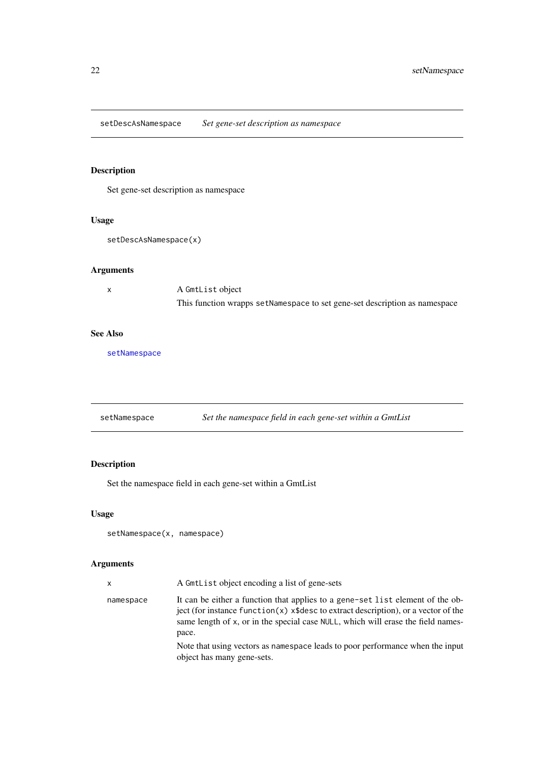## `setDescAsNamespace` *Set gene-set description as namespace*

### Description

Set gene-set description as namespace

### Usage

```
setDescAsNamespace(x)
```

### Arguments

| | |
|---|---|
| x | A `GmtList` object<br>This function wrapps `setNamespace` to set gene-set description as namespace |

### See Also

setNamespace

## `setNamespace` *Set the namespace field in each gene-set within a GmtList*

### Description

Set the namespace field in each gene-set within a GmtList

### Usage

```
setNamespace(x, namespace)
```

### Arguments

| | |
|---|---|
| x | A `GmtList` object encoding a list of gene-sets |
| namespace | It can be either a function that applies to a `gene-set list` element of the object (for instance `function(x) x$desc` to extract description), or a vector of the same length of `x`, or in the special case `NULL`, which will erase the field namespace.<br>Note that using vectors as `namespace` leads to poor performance when the input object has many gene-sets. |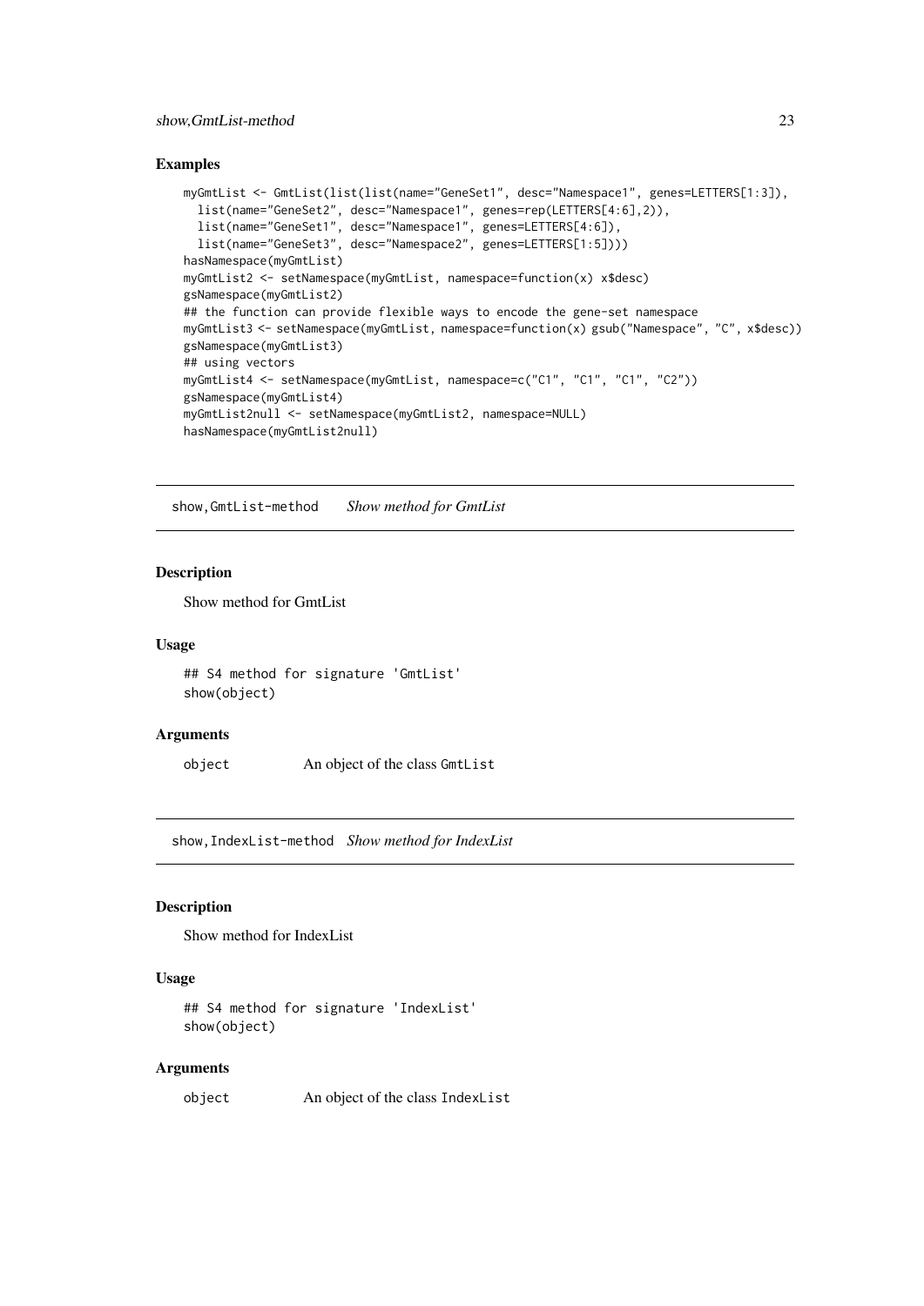### Examples

```
myGmtList <- GmtList(list(list(name="GeneSet1", desc="Namespace1", genes=LETTERS[1:3]),
  list(name="GeneSet2", desc="Namespace1", genes=rep(LETTERS[4:6],2)),
  list(name="GeneSet1", desc="Namespace1", genes=LETTERS[4:6]),
  list(name="GeneSet3", desc="Namespace2", genes=LETTERS[1:5])))
hasNamespace(myGmtList)
myGmtList2 <- setNamespace(myGmtList, namespace=function(x) x$desc)
gsNamespace(myGmtList2)
## the function can provide flexible ways to encode the gene-set namespace
myGmtList3 <- setNamespace(myGmtList, namespace=function(x) gsub("Namespace", "C", x$desc))
gsNamespace(myGmtList3)
## using vectors
myGmtList4 <- setNamespace(myGmtList, namespace=c("C1", "C1", "C1", "C2"))
gsNamespace(myGmtList4)
myGmtList2null <- setNamespace(myGmtList2, namespace=NULL)
hasNamespace(myGmtList2null)
```

---

## show,GmtList-method *Show method for GmtList*

### Description

Show method for GmtList

### Usage

```
## S4 method for signature 'GmtList'
show(object)
```

### Arguments

| | |
|---|---|
| object | An object of the class GmtList |

---

## show,IndexList-method *Show method for IndexList*

### Description

Show method for IndexList

### Usage

```
## S4 method for signature 'IndexList'
show(object)
```

### Arguments

| | |
|---|---|
| object | An object of the class IndexList |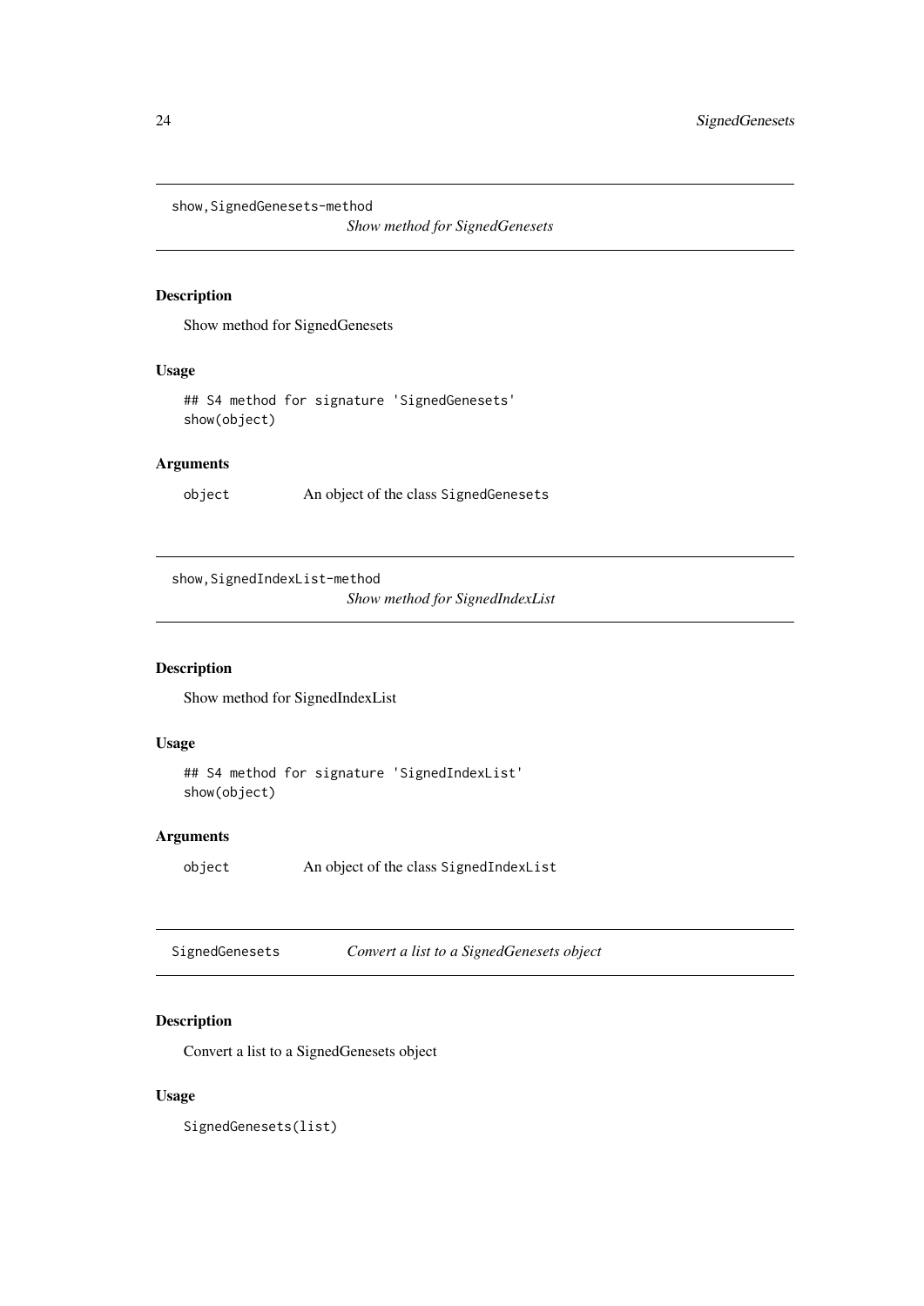## show,SignedGenesets-method

*Show method for SignedGenesets*

### Description

Show method for SignedGenesets

### Usage

```
## S4 method for signature 'SignedGenesets'
show(object)
```

### Arguments

| | |
|---|---|
| object | An object of the class `SignedGenesets` |

## show,SignedIndexList-method

*Show method for SignedIndexList*

### Description

Show method for SignedIndexList

### Usage

```
## S4 method for signature 'SignedIndexList'
show(object)
```

### Arguments

| | |
|---|---|
| object | An object of the class `SignedIndexList` |

## SignedGenesets

*Convert a list to a SignedGenesets object*

### Description

Convert a list to a SignedGenesets object

### Usage

```
SignedGenesets(list)
```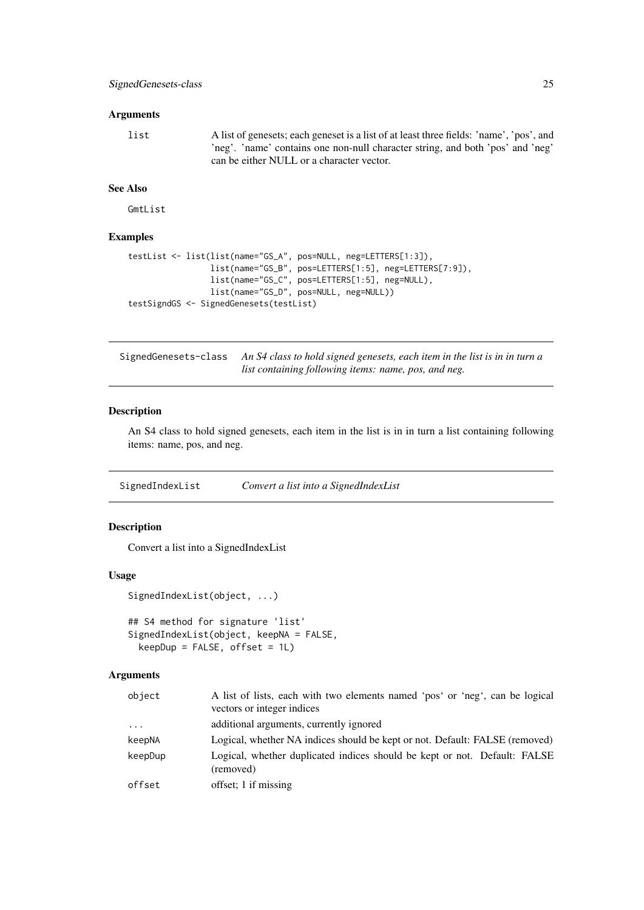### Arguments

| | |
|---|---|
| list | A list of genesets; each geneset is a list of at least three fields: 'name', 'pos', and 'neg'. 'name' contains one non-null character string, and both 'pos' and 'neg' can be either NULL or a character vector. |

### See Also

GmtList

### Examples

```
testList <- list(list(name="GS_A", pos=NULL, neg=LETTERS[1:3]),
                 list(name="GS_B", pos=LETTERS[1:5], neg=LETTERS[7:9]),
                 list(name="GS_C", pos=LETTERS[1:5], neg=NULL),
                 list(name="GS_D", pos=NULL, neg=NULL))
testSigndGS <- SignedGenesets(testList)
```

---

## SignedGenesets-class — *An S4 class to hold signed genesets, each item in the list is in in turn a list containing following items: name, pos, and neg.*

### Description

An S4 class to hold signed genesets, each item in the list is in in turn a list containing following items: name, pos, and neg.

---

## SignedIndexList — *Convert a list into a SignedIndexList*

### Description

Convert a list into a SignedIndexList

### Usage

```
SignedIndexList(object, ...)

## S4 method for signature 'list'
SignedIndexList(object, keepNA = FALSE,
  keepDup = FALSE, offset = 1L)
```

### Arguments

| | |
|---|---|
| object | A list of lists, each with two elements named 'pos' or 'neg', can be logical vectors or integer indices |
| ... | additional arguments, currently ignored |
| keepNA | Logical, whether NA indices should be kept or not. Default: FALSE (removed) |
| keepDup | Logical, whether duplicated indices should be kept or not. Default: FALSE (removed) |
| offset | offset; 1 if missing |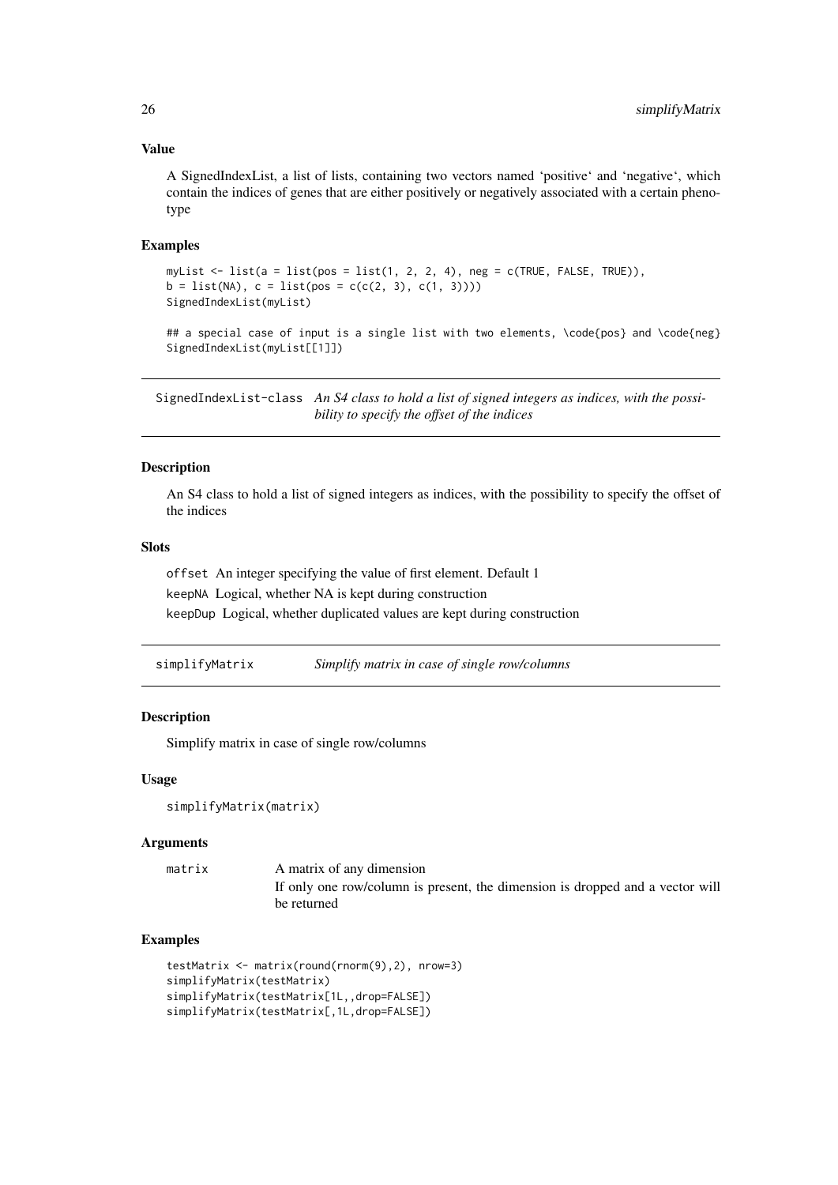### Value

A SignedIndexList, a list of lists, containing two vectors named 'positive' and 'negative', which contain the indices of genes that are either positively or negatively associated with a certain phenotype

### Examples

```
myList <- list(a = list(pos = list(1, 2, 2, 4), neg = c(TRUE, FALSE, TRUE)),
b = list(NA), c = list(pos = c(c(2, 3), c(1, 3))))
SignedIndexList(myList)

## a special case of input is a single list with two elements, \code{pos} and \code{neg}
SignedIndexList(myList[[1]])
```

## SignedIndexList-class — *An S4 class to hold a list of signed integers as indices, with the possibility to specify the offset of the indices*

### Description

An S4 class to hold a list of signed integers as indices, with the possibility to specify the offset of the indices

### Slots

`offset` An integer specifying the value of first element. Default 1

`keepNA` Logical, whether NA is kept during construction

`keepDup` Logical, whether duplicated values are kept during construction

## simplifyMatrix — *Simplify matrix in case of single row/columns*

### Description

Simplify matrix in case of single row/columns

### Usage

```
simplifyMatrix(matrix)
```

### Arguments

| | |
|---|---|
| `matrix` | A matrix of any dimension<br>If only one row/column is present, the dimension is dropped and a vector will be returned |

### Examples

```
testMatrix <- matrix(round(rnorm(9),2), nrow=3)
simplifyMatrix(testMatrix)
simplifyMatrix(testMatrix[1L,,drop=FALSE])
simplifyMatrix(testMatrix[,1L,drop=FALSE])
```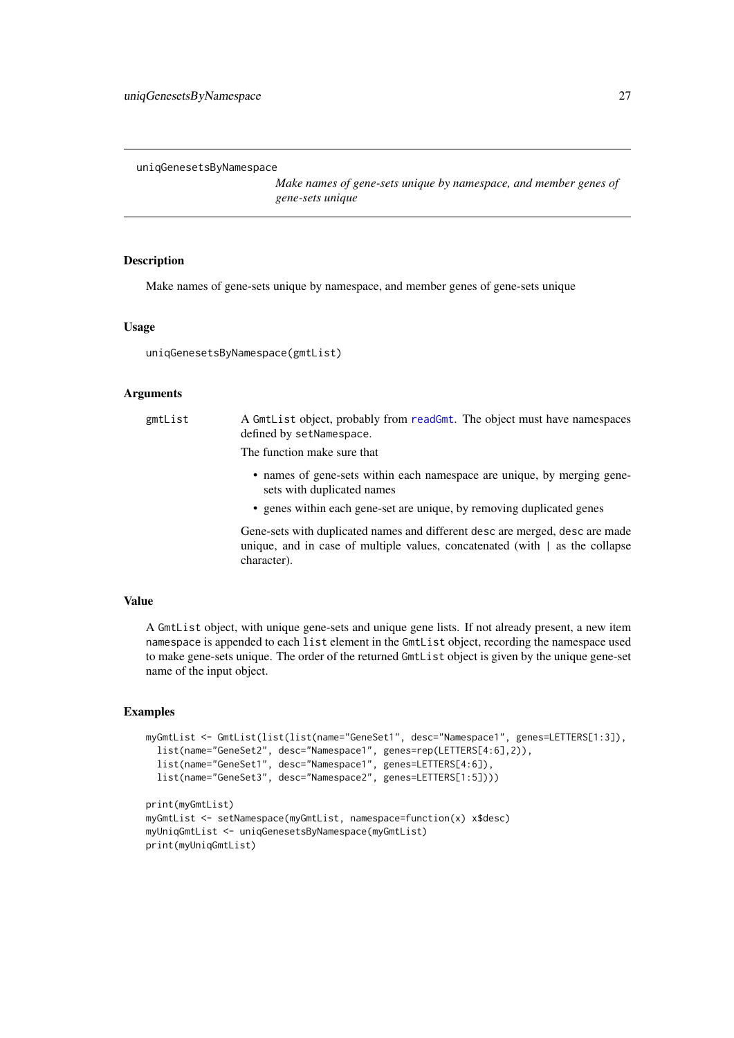`uniqGenesetsByNamespace` *Make names of gene-sets unique by namespace, and member genes of gene-sets unique*

## Description

Make names of gene-sets unique by namespace, and member genes of gene-sets unique

## Usage

```
uniqGenesetsByNamespace(gmtList)
```

## Arguments

`gmtList` A `GmtList` object, probably from `readGmt`. The object must have namespaces defined by `setNamespace`.

The function make sure that

- names of gene-sets within each namespace are unique, by merging gene-sets with duplicated names
- genes within each gene-set are unique, by removing duplicated genes

Gene-sets with duplicated names and different `desc` are merged, `desc` are made unique, and in case of multiple values, concatenated (with `|` as the collapse character).

## Value

A `GmtList` object, with unique gene-sets and unique gene lists. If not already present, a new item `namespace` is appended to each `list` element in the `GmtList` object, recording the namespace used to make gene-sets unique. The order of the returned `GmtList` object is given by the unique gene-set name of the input object.

## Examples

```
myGmtList <- GmtList(list(list(name="GeneSet1", desc="Namespace1", genes=LETTERS[1:3]),
  list(name="GeneSet2", desc="Namespace1", genes=rep(LETTERS[4:6],2)),
  list(name="GeneSet1", desc="Namespace1", genes=LETTERS[4:6]),
  list(name="GeneSet3", desc="Namespace2", genes=LETTERS[1:5])))

print(myGmtList)
myGmtList <- setNamespace(myGmtList, namespace=function(x) x$desc)
myUniqGmtList <- uniqGenesetsByNamespace(myGmtList)
print(myUniqGmtList)
```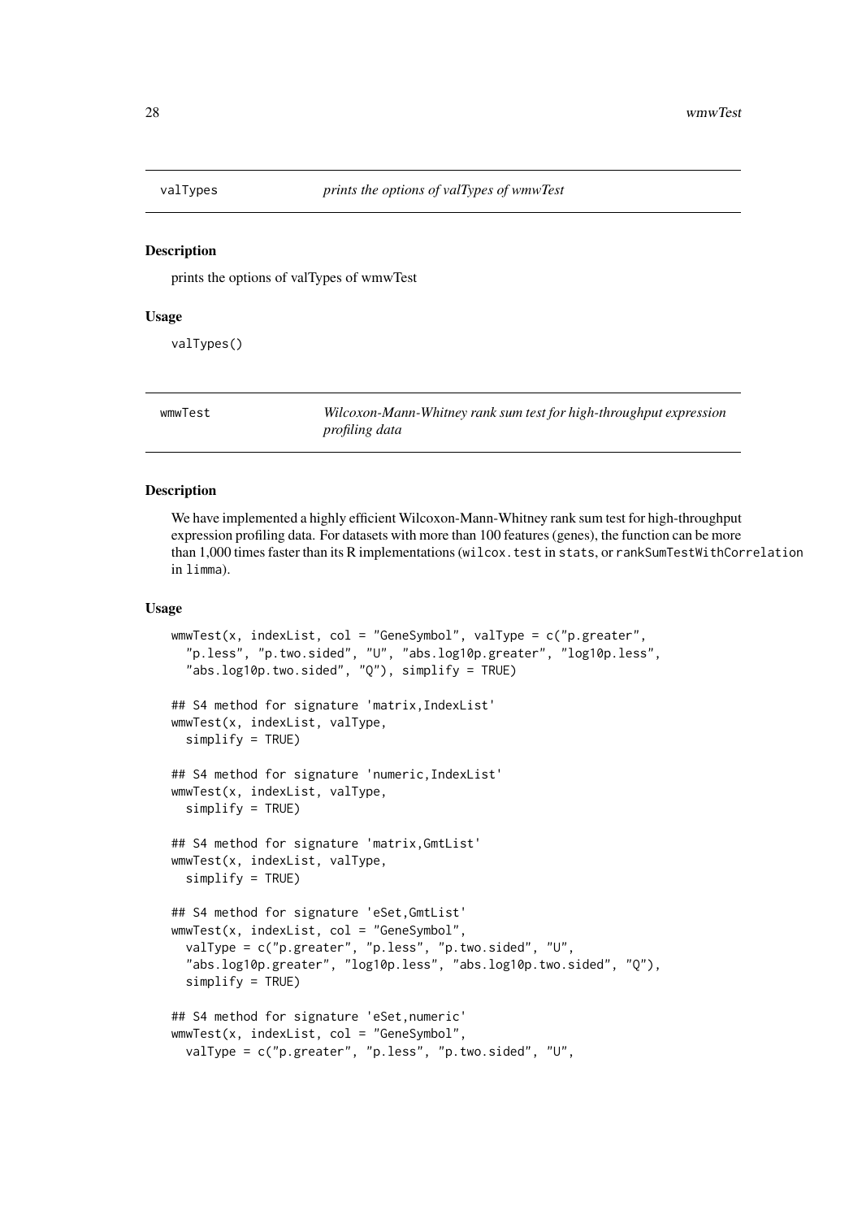## valTypes — *prints the options of valTypes of wmwTest*

### Description

prints the options of valTypes of wmwTest

### Usage

```
valTypes()
```

## wmwTest — *Wilcoxon-Mann-Whitney rank sum test for high-throughput expression profiling data*

### Description

We have implemented a highly efficient Wilcoxon-Mann-Whitney rank sum test for high-throughput expression profiling data. For datasets with more than 100 features (genes), the function can be more than 1,000 times faster than its R implementations (`wilcox.test` in `stats`, or `rankSumTestWithCorrelation` in `limma`).

### Usage

```
wmwTest(x, indexList, col = "GeneSymbol", valType = c("p.greater",
  "p.less", "p.two.sided", "U", "abs.log10p.greater", "log10p.less",
  "abs.log10p.two.sided", "Q"), simplify = TRUE)

## S4 method for signature 'matrix,IndexList'
wmwTest(x, indexList, valType,
  simplify = TRUE)

## S4 method for signature 'numeric,IndexList'
wmwTest(x, indexList, valType,
  simplify = TRUE)

## S4 method for signature 'matrix,GmtList'
wmwTest(x, indexList, valType,
  simplify = TRUE)

## S4 method for signature 'eSet,GmtList'
wmwTest(x, indexList, col = "GeneSymbol",
  valType = c("p.greater", "p.less", "p.two.sided", "U",
  "abs.log10p.greater", "log10p.less", "abs.log10p.two.sided", "Q"),
  simplify = TRUE)

## S4 method for signature 'eSet,numeric'
wmwTest(x, indexList, col = "GeneSymbol",
  valType = c("p.greater", "p.less", "p.two.sided", "U",
```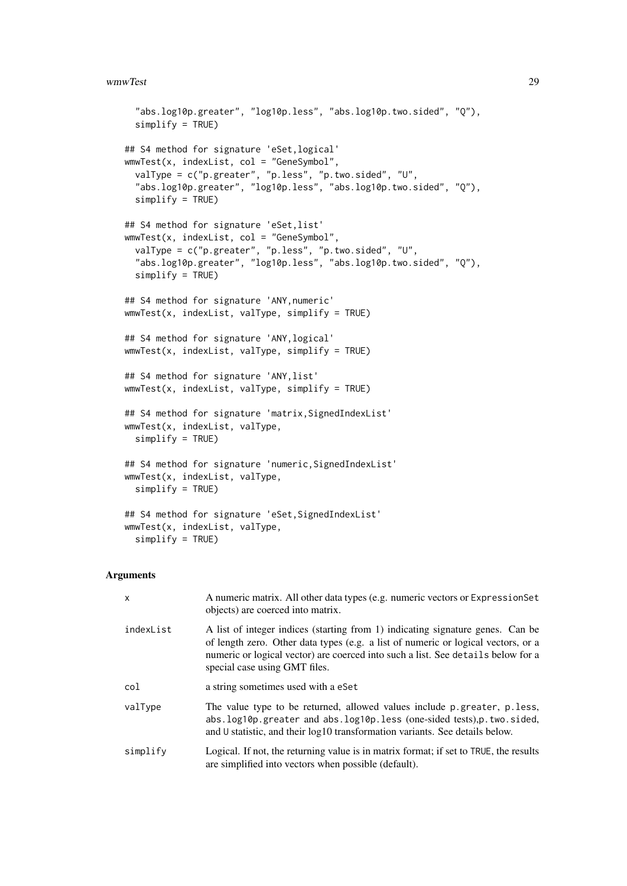```
  "abs.log10p.greater", "log10p.less", "abs.log10p.two.sided", "Q"),
  simplify = TRUE)

## S4 method for signature 'eSet,logical'
wmwTest(x, indexList, col = "GeneSymbol",
  valType = c("p.greater", "p.less", "p.two.sided", "U",
  "abs.log10p.greater", "log10p.less", "abs.log10p.two.sided", "Q"),
  simplify = TRUE)

## S4 method for signature 'eSet,list'
wmwTest(x, indexList, col = "GeneSymbol",
  valType = c("p.greater", "p.less", "p.two.sided", "U",
  "abs.log10p.greater", "log10p.less", "abs.log10p.two.sided", "Q"),
  simplify = TRUE)

## S4 method for signature 'ANY,numeric'
wmwTest(x, indexList, valType, simplify = TRUE)

## S4 method for signature 'ANY,logical'
wmwTest(x, indexList, valType, simplify = TRUE)

## S4 method for signature 'ANY,list'
wmwTest(x, indexList, valType, simplify = TRUE)

## S4 method for signature 'matrix,SignedIndexList'
wmwTest(x, indexList, valType,
  simplify = TRUE)

## S4 method for signature 'numeric,SignedIndexList'
wmwTest(x, indexList, valType,
  simplify = TRUE)

## S4 method for signature 'eSet,SignedIndexList'
wmwTest(x, indexList, valType,
  simplify = TRUE)
```

## Arguments

| | |
|---|---|
| `x` | A numeric matrix. All other data types (e.g. numeric vectors or `ExpressionSet` objects) are coerced into matrix. |
| `indexList` | A list of integer indices (starting from 1) indicating signature genes. Can be of length zero. Other data types (e.g. a list of numeric or logical vectors, or a numeric or logical vector) are coerced into such a list. See `details` below for a special case using GMT files. |
| `col` | a string sometimes used with a `eSet` |
| `valType` | The value type to be returned, allowed values include `p.greater`, `p.less`, `abs.log10p.greater` and `abs.log10p.less` (one-sided tests),`p.two.sided`, and `U` statistic, and their log10 transformation variants. See details below. |
| `simplify` | Logical. If not, the returning value is in matrix format; if set to `TRUE`, the results are simplified into vectors when possible (default). |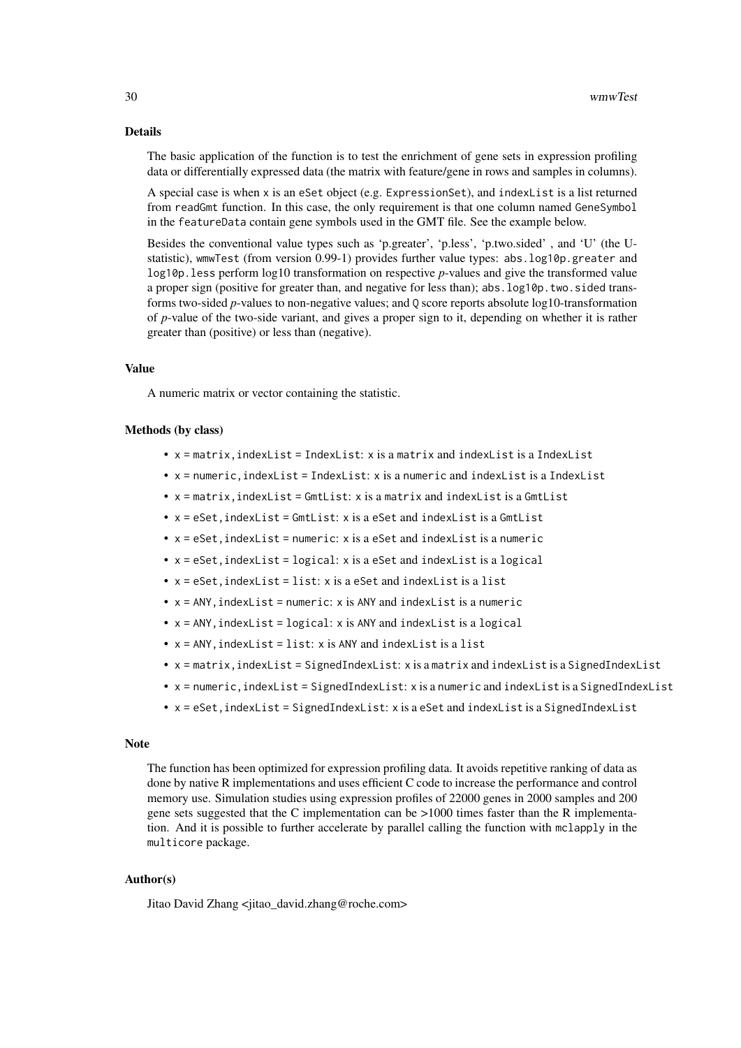### Details

The basic application of the function is to test the enrichment of gene sets in expression profiling data or differentially expressed data (the matrix with feature/gene in rows and samples in columns).

A special case is when `x` is an `eSet` object (e.g. `ExpressionSet`), and `indexList` is a list returned from `readGmt` function. In this case, the only requirement is that one column named `GeneSymbol` in the `featureData` contain gene symbols used in the GMT file. See the example below.

Besides the conventional value types such as 'p.greater', 'p.less', 'p.two.sided' , and 'U' (the U-statistic), `wmwTest` (from version 0.99-1) provides further value types: `abs.log10p.greater` and `log10p.less` perform log10 transformation on respective *p*-values and give the transformed value a proper sign (positive for greater than, and negative for less than); `abs.log10p.two.sided` transforms two-sided *p*-values to non-negative values; and `Q` score reports absolute log10-transformation of *p*-value of the two-side variant, and gives a proper sign to it, depending on whether it is rather greater than (positive) or less than (negative).

### Value

A numeric matrix or vector containing the statistic.

### Methods (by class)

- `x = matrix,indexList = IndexList`: `x` is a `matrix` and `indexList` is a `IndexList`
- `x = numeric,indexList = IndexList`: `x` is a `numeric` and `indexList` is a `IndexList`
- `x = matrix,indexList = GmtList`: `x` is a `matrix` and `indexList` is a `GmtList`
- `x = eSet,indexList = GmtList`: `x` is a `eSet` and `indexList` is a `GmtList`
- `x = eSet,indexList = numeric`: `x` is a `eSet` and `indexList` is a `numeric`
- `x = eSet,indexList = logical`: `x` is a `eSet` and `indexList` is a `logical`
- `x = eSet,indexList = list`: `x` is a `eSet` and `indexList` is a `list`
- `x = ANY,indexList = numeric`: `x` is `ANY` and `indexList` is a `numeric`
- `x = ANY,indexList = logical`: `x` is `ANY` and `indexList` is a `logical`
- `x = ANY,indexList = list`: `x` is `ANY` and `indexList` is a `list`
- `x = matrix,indexList = SignedIndexList`: `x` is a `matrix` and `indexList` is a `SignedIndexList`
- `x = numeric,indexList = SignedIndexList`: `x` is a `numeric` and `indexList` is a `SignedIndexList`
- `x = eSet,indexList = SignedIndexList`: `x` is a `eSet` and `indexList` is a `SignedIndexList`

### Note

The function has been optimized for expression profiling data. It avoids repetitive ranking of data as done by native R implementations and uses efficient C code to increase the performance and control memory use. Simulation studies using expression profiles of 22000 genes in 2000 samples and 200 gene sets suggested that the C implementation can be >1000 times faster than the R implementation. And it is possible to further accelerate by parallel calling the function with `mclapply` in the `multicore` package.

### Author(s)

Jitao David Zhang <jitao_david.zhang@roche.com>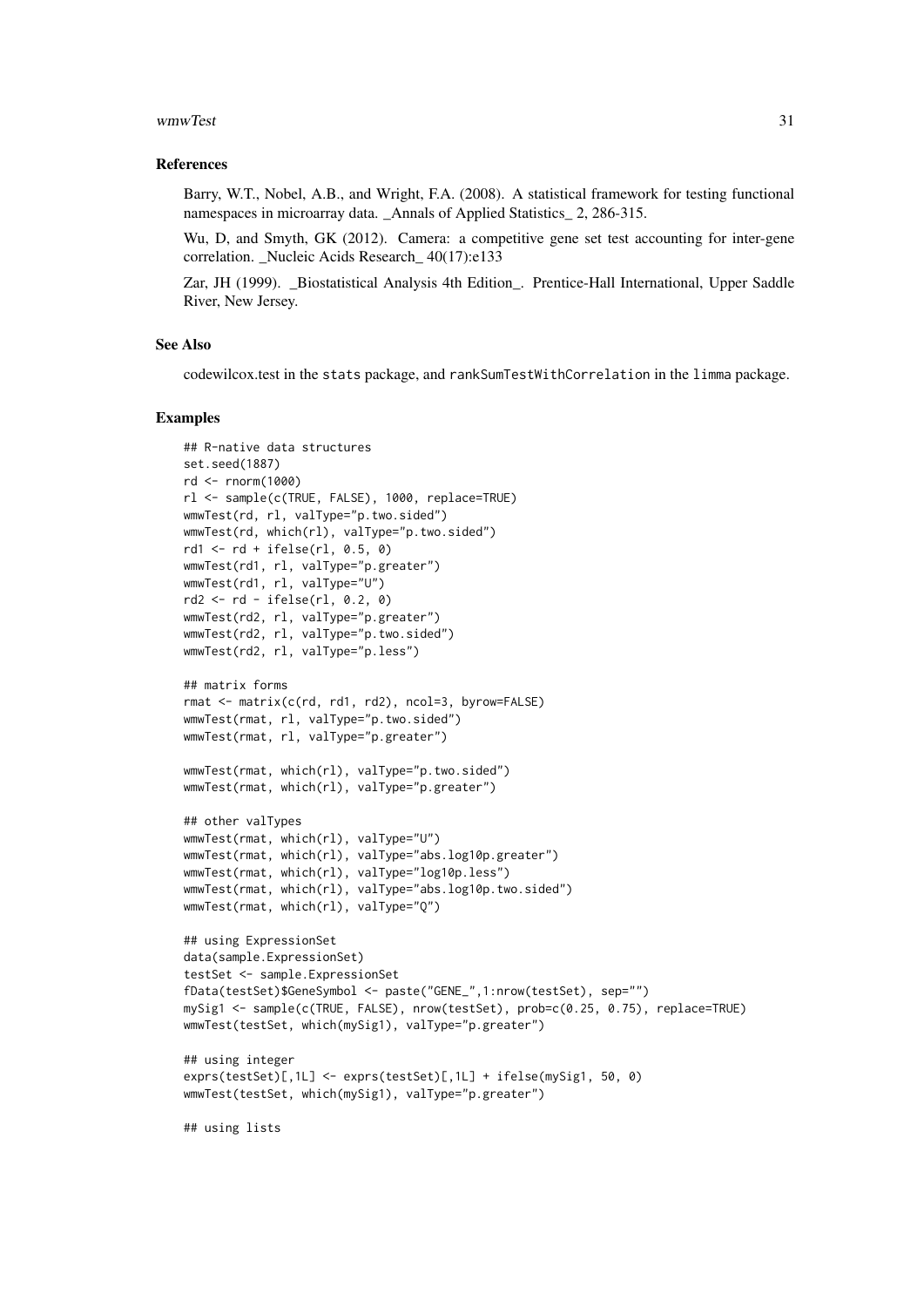## References

Barry, W.T., Nobel, A.B., and Wright, F.A. (2008). A statistical framework for testing functional namespaces in microarray data. _Annals of Applied Statistics_ 2, 286-315.

Wu, D, and Smyth, GK (2012). Camera: a competitive gene set test accounting for inter-gene correlation. _Nucleic Acids Research_ 40(17):e133

Zar, JH (1999). _Biostatistical Analysis 4th Edition_. Prentice-Hall International, Upper Saddle River, New Jersey.

## See Also

codewilcox.test in the stats package, and rankSumTestWithCorrelation in the limma package.

## Examples

```
## R-native data structures
set.seed(1887)
rd <- rnorm(1000)
rl <- sample(c(TRUE, FALSE), 1000, replace=TRUE)
wmwTest(rd, rl, valType="p.two.sided")
wmwTest(rd, which(rl), valType="p.two.sided")
rd1 <- rd + ifelse(rl, 0.5, 0)
wmwTest(rd1, rl, valType="p.greater")
wmwTest(rd1, rl, valType="U")
rd2 <- rd - ifelse(rl, 0.2, 0)
wmwTest(rd2, rl, valType="p.greater")
wmwTest(rd2, rl, valType="p.two.sided")
wmwTest(rd2, rl, valType="p.less")

## matrix forms
rmat <- matrix(c(rd, rd1, rd2), ncol=3, byrow=FALSE)
wmwTest(rmat, rl, valType="p.two.sided")
wmwTest(rmat, rl, valType="p.greater")

wmwTest(rmat, which(rl), valType="p.two.sided")
wmwTest(rmat, which(rl), valType="p.greater")

## other valTypes
wmwTest(rmat, which(rl), valType="U")
wmwTest(rmat, which(rl), valType="abs.log10p.greater")
wmwTest(rmat, which(rl), valType="log10p.less")
wmwTest(rmat, which(rl), valType="abs.log10p.two.sided")
wmwTest(rmat, which(rl), valType="Q")

## using ExpressionSet
data(sample.ExpressionSet)
testSet <- sample.ExpressionSet
fData(testSet)$GeneSymbol <- paste("GENE_",1:nrow(testSet), sep="")
mySig1 <- sample(c(TRUE, FALSE), nrow(testSet), prob=c(0.25, 0.75), replace=TRUE)
wmwTest(testSet, which(mySig1), valType="p.greater")

## using integer
exprs(testSet)[,1L] <- exprs(testSet)[,1L] + ifelse(mySig1, 50, 0)
wmwTest(testSet, which(mySig1), valType="p.greater")

## using lists
```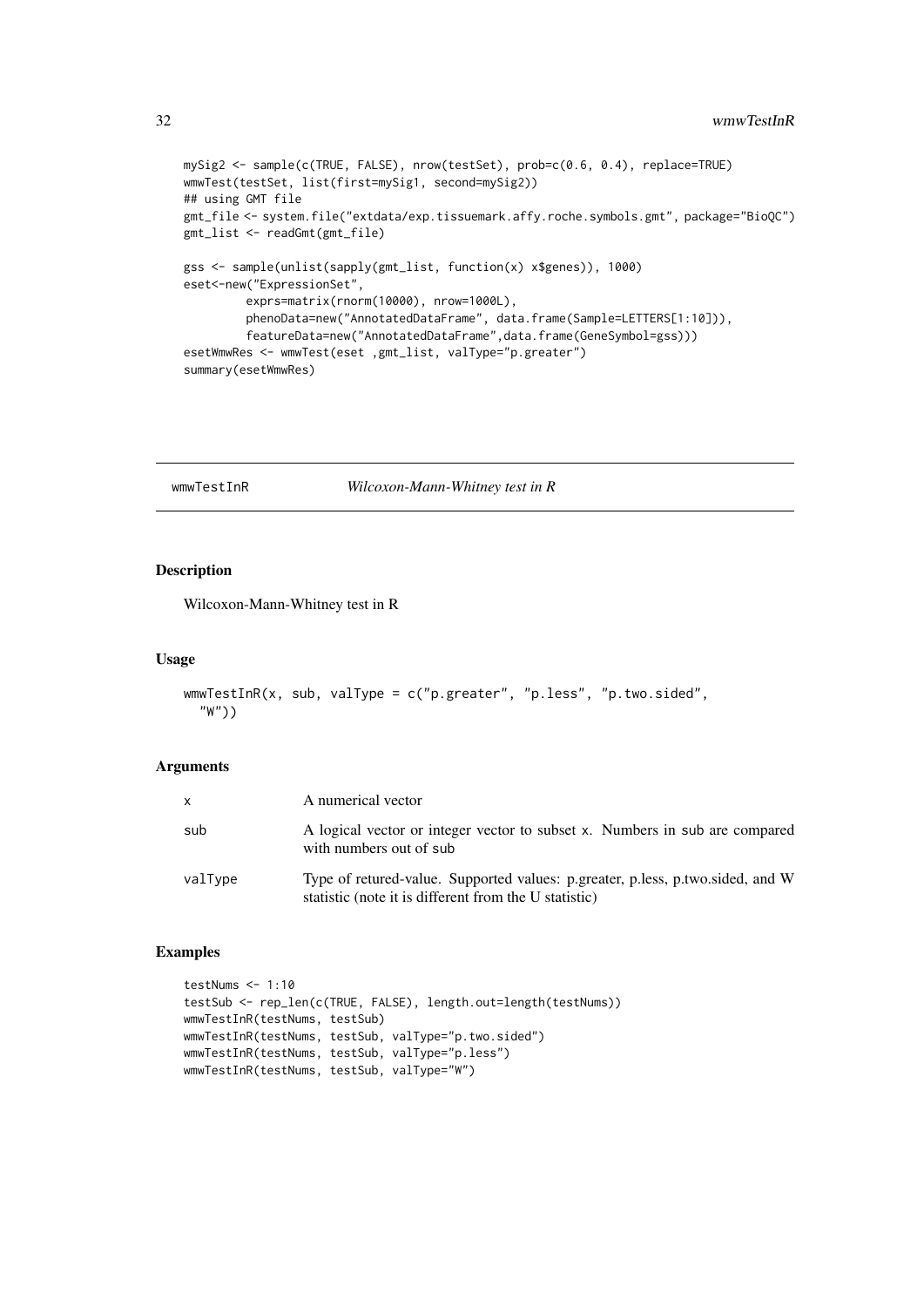```
mySig2 <- sample(c(TRUE, FALSE), nrow(testSet), prob=c(0.6, 0.4), replace=TRUE)
wmwTest(testSet, list(first=mySig1, second=mySig2))
## using GMT file
gmt_file <- system.file("extdata/exp.tissuemark.affy.roche.symbols.gmt", package="BioQC")
gmt_list <- readGmt(gmt_file)

gss <- sample(unlist(sapply(gmt_list, function(x) x$genes)), 1000)
eset<-new("ExpressionSet",
         exprs=matrix(rnorm(10000), nrow=1000L),
         phenoData=new("AnnotatedDataFrame", data.frame(Sample=LETTERS[1:10])),
         featureData=new("AnnotatedDataFrame",data.frame(GeneSymbol=gss)))
esetWmwRes <- wmwTest(eset ,gmt_list, valType="p.greater")
summary(esetWmwRes)
```

## wmwTestInR    *Wilcoxon-Mann-Whitney test in R*

### Description

Wilcoxon-Mann-Whitney test in R

### Usage

```
wmwTestInR(x, sub, valType = c("p.greater", "p.less", "p.two.sided",
  "W"))
```

### Arguments

| | |
|---|---|
| x | A numerical vector |
| sub | A logical vector or integer vector to subset x. Numbers in sub are compared with numbers out of sub |
| valType | Type of retured-value. Supported values: p.greater, p.less, p.two.sided, and W statistic (note it is different from the U statistic) |

### Examples

```
testNums <- 1:10
testSub <- rep_len(c(TRUE, FALSE), length.out=length(testNums))
wmwTestInR(testNums, testSub)
wmwTestInR(testNums, testSub, valType="p.two.sided")
wmwTestInR(testNums, testSub, valType="p.less")
wmwTestInR(testNums, testSub, valType="W")
```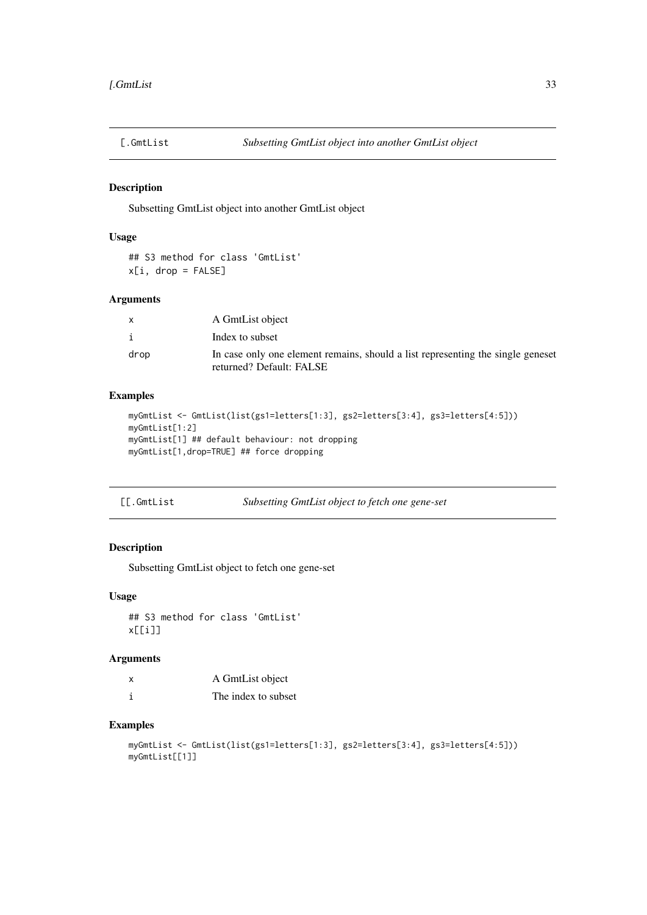## [.GmtList — *Subsetting GmtList object into another GmtList object*

### Description

Subsetting GmtList object into another GmtList object

### Usage

```
## S3 method for class 'GmtList'
x[i, drop = FALSE]
```

### Arguments

| | |
|---|---|
| x | A GmtList object |
| i | Index to subset |
| drop | In case only one element remains, should a list representing the single geneset returned? Default: FALSE |

### Examples

```
myGmtList <- GmtList(list(gs1=letters[1:3], gs2=letters[3:4], gs3=letters[4:5]))
myGmtList[1:2]
myGmtList[1] ## default behaviour: not dropping
myGmtList[1,drop=TRUE] ## force dropping
```

## [[.GmtList — *Subsetting GmtList object to fetch one gene-set*

### Description

Subsetting GmtList object to fetch one gene-set

### Usage

```
## S3 method for class 'GmtList'
x[[i]]
```

### Arguments

| | |
|---|---|
| x | A GmtList object |
| i | The index to subset |

### Examples

```
myGmtList <- GmtList(list(gs1=letters[1:3], gs2=letters[3:4], gs3=letters[4:5]))
myGmtList[[1]]
```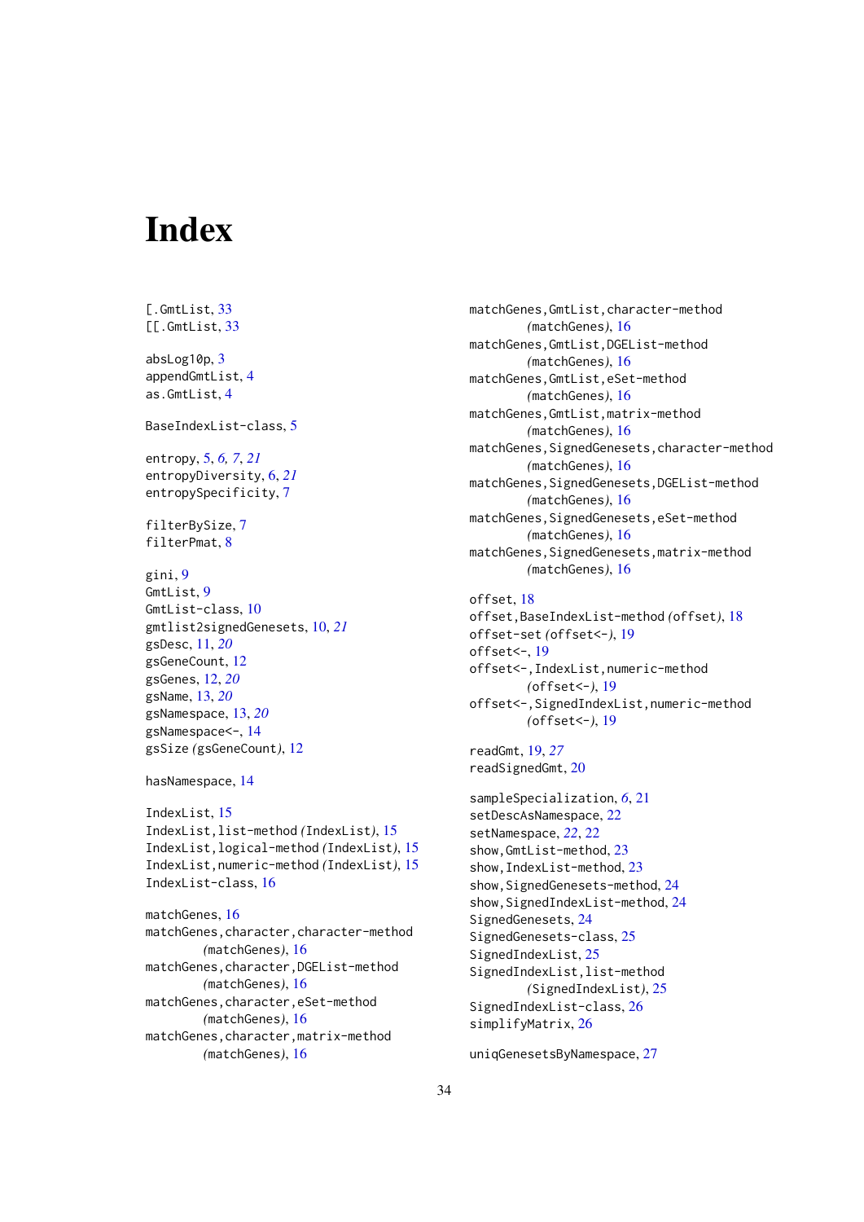# Index

[.GmtList, 33
[[.GmtList, 33

absLog10p, 3
appendGmtList, 4
as.GmtList, 4

BaseIndexList-class, 5

entropy, 5, *6, 7*, *21*
entropyDiversity, 6, *21*
entropySpecificity, 7

filterBySize, 7
filterPmat, 8

gini, 9
GmtList, 9
GmtList-class, 10
gmtlist2signedGenesets, 10, *21*
gsDesc, 11, *20*
gsGeneCount, 12
gsGenes, 12, *20*
gsName, 13, *20*
gsNamespace, 13, *20*
gsNamespace<-, 14
gsSize *(gsGeneCount)*, 12

hasNamespace, 14

IndexList, 15
IndexList,list-method *(IndexList)*, 15
IndexList,logical-method *(IndexList)*, 15
IndexList,numeric-method *(IndexList)*, 15
IndexList-class, 16

matchGenes, 16
matchGenes,character,character-method *(matchGenes)*, 16
matchGenes,character,DGEList-method *(matchGenes)*, 16
matchGenes,character,eSet-method *(matchGenes)*, 16
matchGenes,character,matrix-method *(matchGenes)*, 16
matchGenes,GmtList,character-method *(matchGenes)*, 16
matchGenes,GmtList,DGEList-method *(matchGenes)*, 16
matchGenes,GmtList,eSet-method *(matchGenes)*, 16
matchGenes,GmtList,matrix-method *(matchGenes)*, 16
matchGenes,SignedGenesets,character-method *(matchGenes)*, 16
matchGenes,SignedGenesets,DGEList-method *(matchGenes)*, 16
matchGenes,SignedGenesets,eSet-method *(matchGenes)*, 16
matchGenes,SignedGenesets,matrix-method *(matchGenes)*, 16

offset, 18
offset,BaseIndexList-method *(offset)*, 18
offset-set *(offset<-)*, 19
offset<-, 19
offset<-,IndexList,numeric-method *(offset<-)*, 19
offset<-,SignedIndexList,numeric-method *(offset<-)*, 19

readGmt, 19, *27*
readSignedGmt, 20

sampleSpecialization, *6*, 21
setDescAsNamespace, 22
setNamespace, *22*, 22
show,GmtList-method, 23
show,IndexList-method, 23
show,SignedGenesets-method, 24
show,SignedIndexList-method, 24
SignedGenesets, 24
SignedGenesets-class, 25
SignedIndexList, 25
SignedIndexList,list-method *(SignedIndexList)*, 25
SignedIndexList-class, 26
simplifyMatrix, 26

uniqGenesetsByNamespace, 27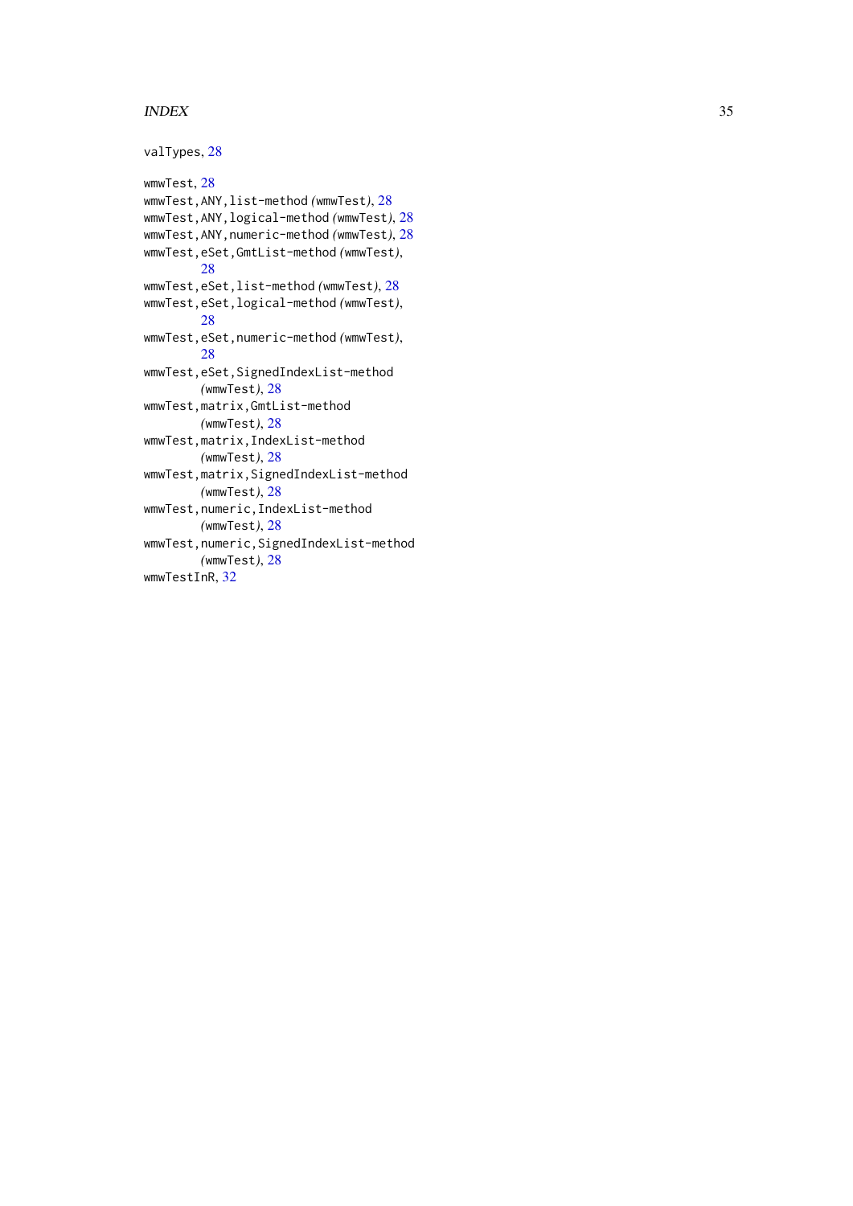valTypes, 28

wmwTest, 28
wmwTest,ANY,list-method *(wmwTest)*, 28
wmwTest,ANY,logical-method *(wmwTest)*, 28
wmwTest,ANY,numeric-method *(wmwTest)*, 28
wmwTest,eSet,GmtList-method *(wmwTest)*, 28
wmwTest,eSet,list-method *(wmwTest)*, 28
wmwTest,eSet,logical-method *(wmwTest)*, 28
wmwTest,eSet,numeric-method *(wmwTest)*, 28
wmwTest,eSet,SignedIndexList-method *(wmwTest)*, 28
wmwTest,matrix,GmtList-method *(wmwTest)*, 28
wmwTest,matrix,IndexList-method *(wmwTest)*, 28
wmwTest,matrix,SignedIndexList-method *(wmwTest)*, 28
wmwTest,numeric,IndexList-method *(wmwTest)*, 28
wmwTest,numeric,SignedIndexList-method *(wmwTest)*, 28
wmwTestInR, 32